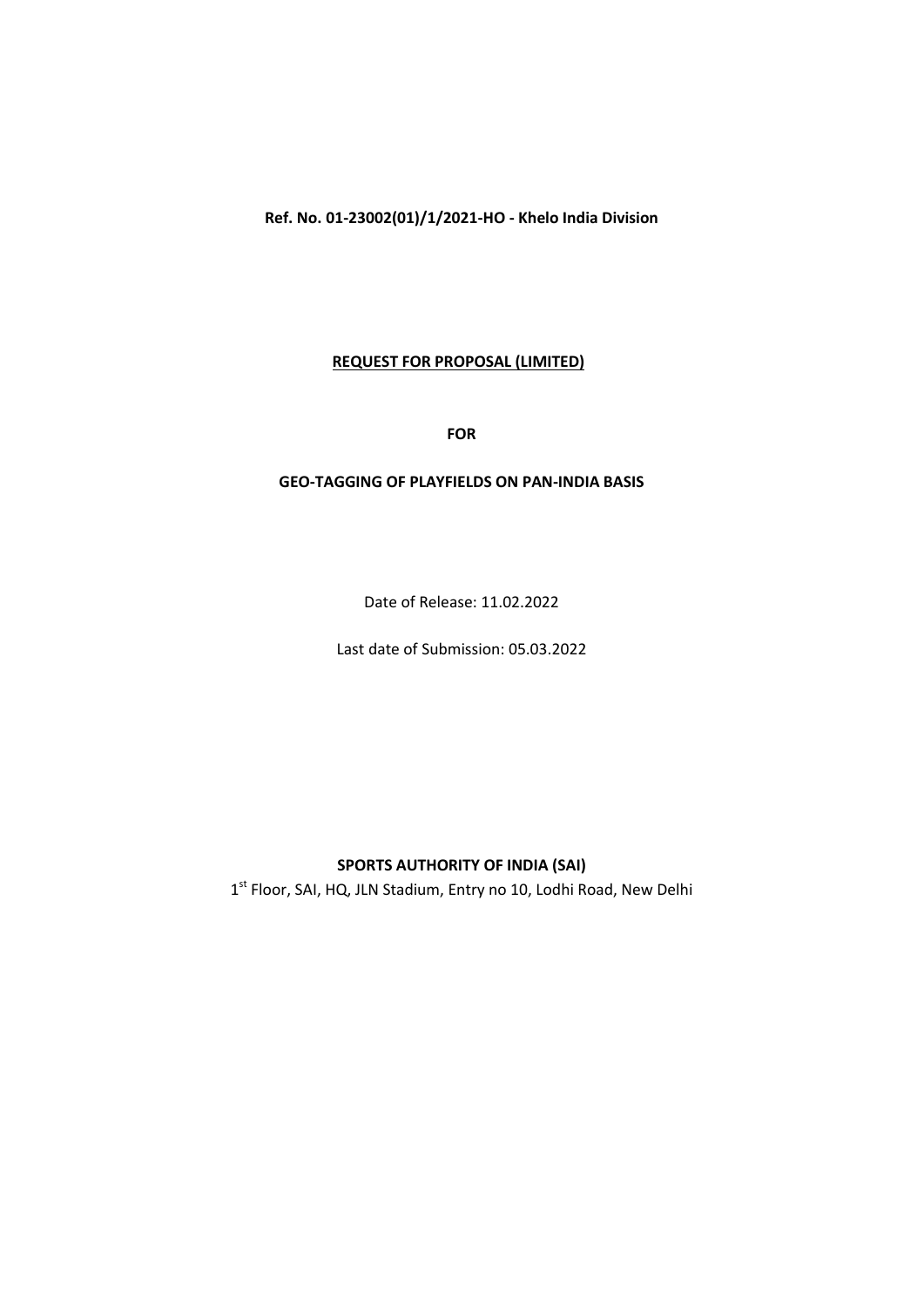**Ref. No. 01-23002(01)/1/2021-HO - Khelo India Division**

# REQUEST FOR PROPOSAL (LIMITED)

**FOR**

**GEO-TAGGING OF PLAYFIELDS ON PAN-INDIA BASIS**

Date of Release: 11.02.2022

Last date of Submission: 05.03.2022

**SPORTS AUTHORITY OF INDIA (SAI)**

1st Floor, SAI, HQ, JLN Stadium, Entry no 10, Lodhi Road, New Delhi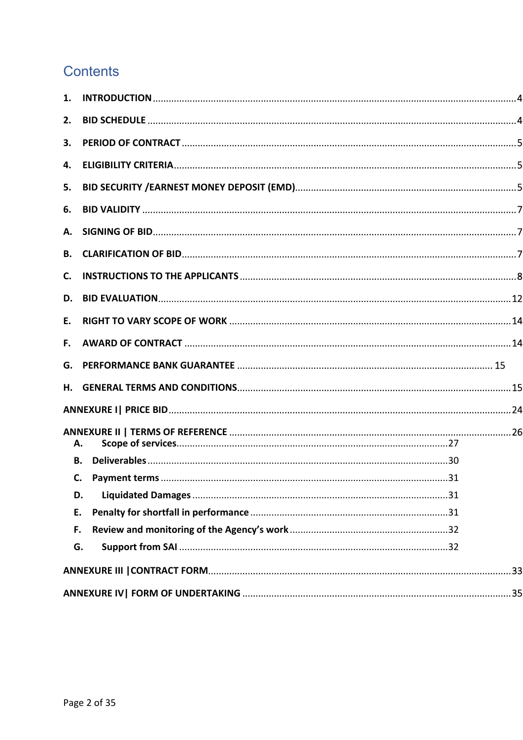# Contents

1. **INTRODUCTION** ........................................................................ 4
2. **BID SCHEDULE** ........................................................................ 4
3. **PERIOD OF CONTRACT** ........................................................................ 5
4. **ELIGIBILITY CRITERIA** ........................................................................ 5
5. **BID SECURITY /EARNEST MONEY DEPOSIT (EMD)** ........................................................................ 5
6. **BID VALIDITY** ........................................................................ 7

A. **SIGNING OF BID** ........................................................................ 7

B. **CLARIFICATION OF BID** ........................................................................ 7

C. **INSTRUCTIONS TO THE APPLICANTS** ........................................................................ 8

D. **BID EVALUATION** ........................................................................ 12

E. **RIGHT TO VARY SCOPE OF WORK** ........................................................................ 14

F. **AWARD OF CONTRACT** ........................................................................ 14

G. **PERFORMANCE BANK GUARANTEE** ........................................................................ 15

H. **GENERAL TERMS AND CONDITIONS** ........................................................................ 15

**ANNEXURE I| PRICE BID** ........................................................................ 24

**ANNEXURE II | TERMS OF REFERENCE** ........................................................................ 26

- A. **Scope of services** ........................................................................ 27
- B. **Deliverables** ........................................................................ 30
- C. **Payment terms** ........................................................................ 31
- D. **Liquidated Damages** ........................................................................ 31
- E. **Penalty for shortfall in performance** ........................................................................ 31
- F. **Review and monitoring of the Agency's work** ........................................................................ 32
- G. **Support from SAI** ........................................................................ 32

**ANNEXURE III |CONTRACT FORM** ........................................................................ 33

**ANNEXURE IV| FORM OF UNDERTAKING** ........................................................................ 35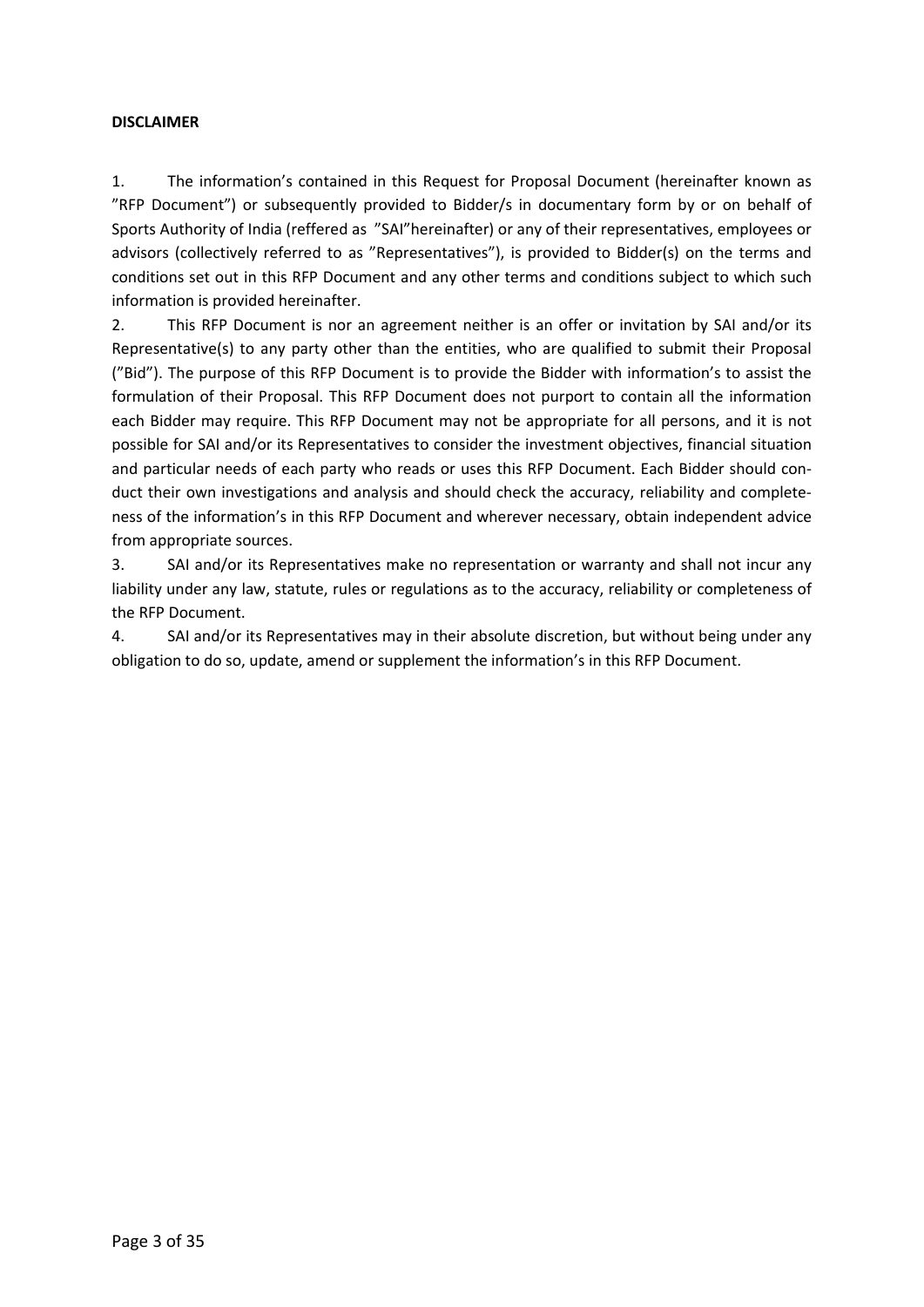**DISCLAIMER**

1. The information's contained in this Request for Proposal Document (hereinafter known as "RFP Document") or subsequently provided to Bidder/s in documentary form by or on behalf of Sports Authority of India (reffered as "SAI"hereinafter) or any of their representatives, employees or advisors (collectively referred to as "Representatives"), is provided to Bidder(s) on the terms and conditions set out in this RFP Document and any other terms and conditions subject to which such information is provided hereinafter.

2. This RFP Document is nor an agreement neither is an offer or invitation by SAI and/or its Representative(s) to any party other than the entities, who are qualified to submit their Proposal ("Bid"). The purpose of this RFP Document is to provide the Bidder with information's to assist the formulation of their Proposal. This RFP Document does not purport to contain all the information each Bidder may require. This RFP Document may not be appropriate for all persons, and it is not possible for SAI and/or its Representatives to consider the investment objectives, financial situation and particular needs of each party who reads or uses this RFP Document. Each Bidder should conduct their own investigations and analysis and should check the accuracy, reliability and completeness of the information's in this RFP Document and wherever necessary, obtain independent advice from appropriate sources.

3. SAI and/or its Representatives make no representation or warranty and shall not incur any liability under any law, statute, rules or regulations as to the accuracy, reliability or completeness of the RFP Document.

4. SAI and/or its Representatives may in their absolute discretion, but without being under any obligation to do so, update, amend or supplement the information's in this RFP Document.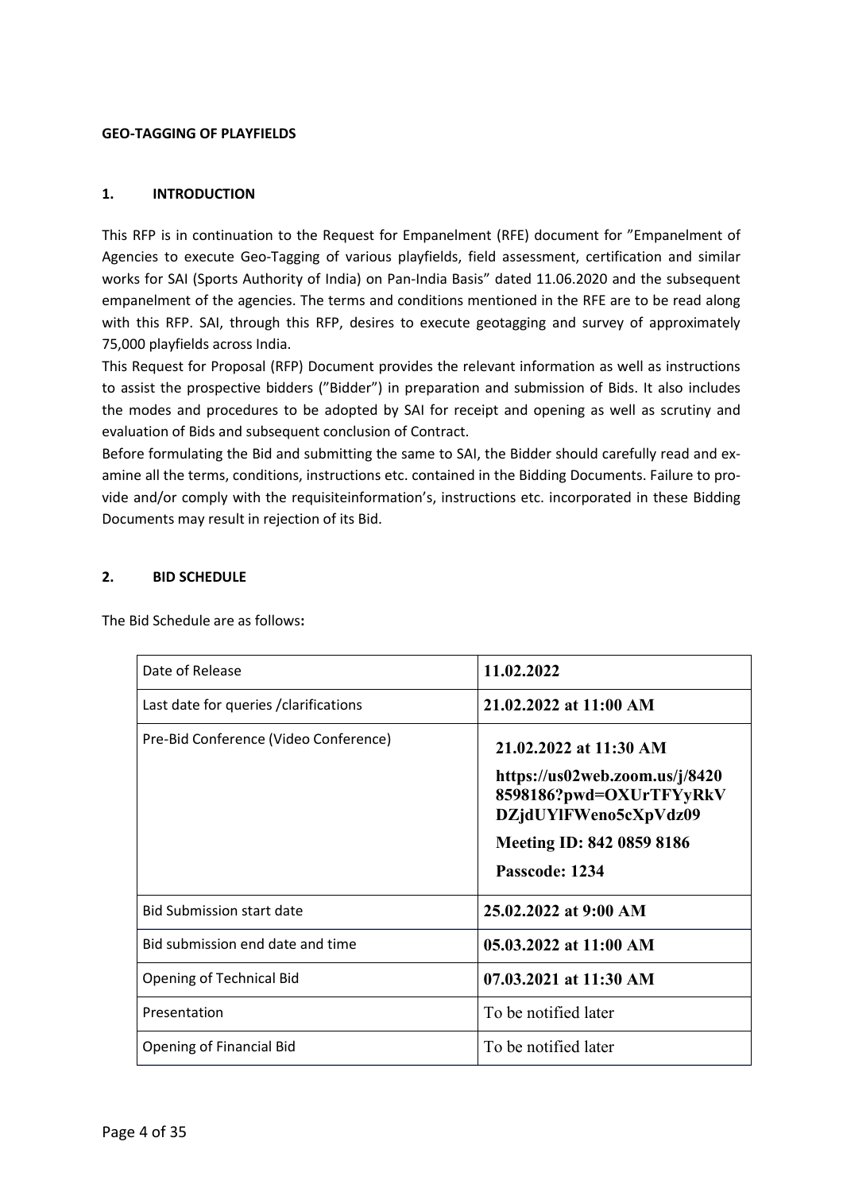**GEO-TAGGING OF PLAYFIELDS**

## 1. INTRODUCTION

This RFP is in continuation to the Request for Empanelment (RFE) document for "Empanelment of Agencies to execute Geo-Tagging of various playfields, field assessment, certification and similar works for SAI (Sports Authority of India) on Pan-India Basis" dated 11.06.2020 and the subsequent empanelment of the agencies. The terms and conditions mentioned in the RFE are to be read along with this RFP. SAI, through this RFP, desires to execute geotagging and survey of approximately 75,000 playfields across India.

This Request for Proposal (RFP) Document provides the relevant information as well as instructions to assist the prospective bidders ("Bidder") in preparation and submission of Bids. It also includes the modes and procedures to be adopted by SAI for receipt and opening as well as scrutiny and evaluation of Bids and subsequent conclusion of Contract.

Before formulating the Bid and submitting the same to SAI, the Bidder should carefully read and examine all the terms, conditions, instructions etc. contained in the Bidding Documents. Failure to provide and/or comply with the requisiteinformation's, instructions etc. incorporated in these Bidding Documents may result in rejection of its Bid.

## 2. BID SCHEDULE

The Bid Schedule are as follows**:**

| Date of Release | **11.02.2022** |
|---|---|
| Last date for queries /clarifications | **21.02.2022 at 11:00 AM** |
| Pre-Bid Conference (Video Conference) | **21.02.2022 at 11:30 AM**<br>**https://us02web.zoom.us/j/84208598186?pwd=OXUrTFYyRkVDZjdUYlFWeno5cXpVdz09**<br>**Meeting ID: 842 0859 8186**<br>**Passcode: 1234** |
| Bid Submission start date | **25.02.2022 at 9:00 AM** |
| Bid submission end date and time | **05.03.2022 at 11:00 AM** |
| Opening of Technical Bid | **07.03.2021 at 11:30 AM** |
| Presentation | To be notified later |
| Opening of Financial Bid | To be notified later |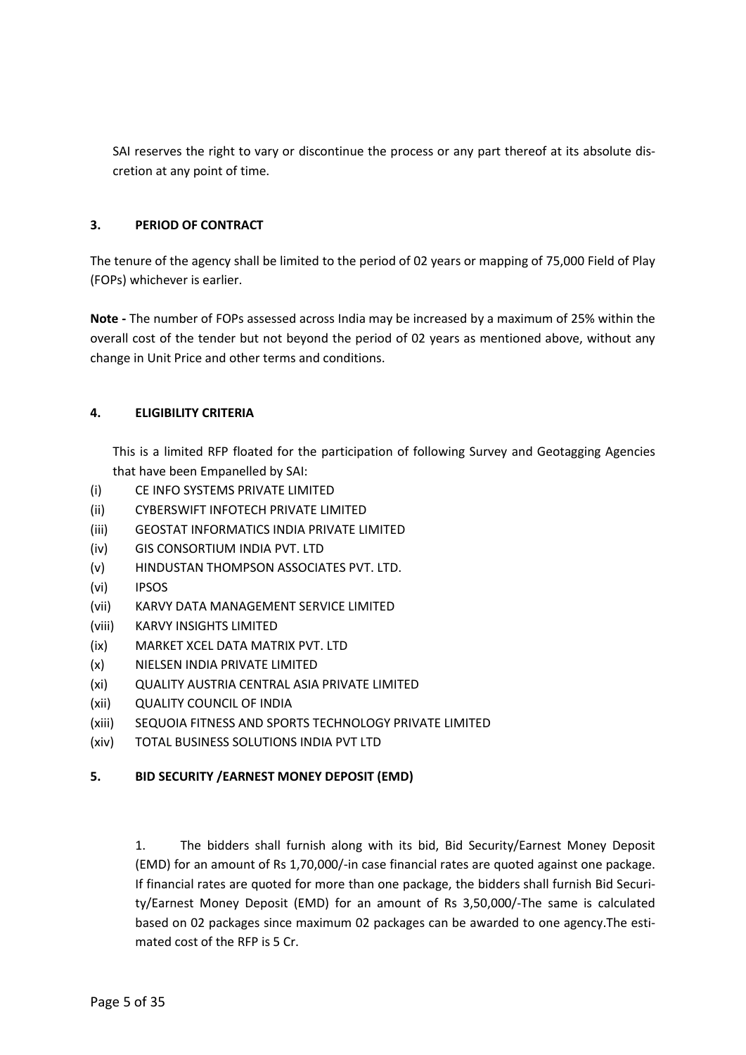SAI reserves the right to vary or discontinue the process or any part thereof at its absolute discretion at any point of time.

### 3. PERIOD OF CONTRACT

The tenure of the agency shall be limited to the period of 02 years or mapping of 75,000 Field of Play (FOPs) whichever is earlier.

**Note -** The number of FOPs assessed across India may be increased by a maximum of 25% within the overall cost of the tender but not beyond the period of 02 years as mentioned above, without any change in Unit Price and other terms and conditions.

### 4. ELIGIBILITY CRITERIA

This is a limited RFP floated for the participation of following Survey and Geotagging Agencies that have been Empanelled by SAI:

(i) CE INFO SYSTEMS PRIVATE LIMITED
(ii) CYBERSWIFT INFOTECH PRIVATE LIMITED
(iii) GEOSTAT INFORMATICS INDIA PRIVATE LIMITED
(iv) GIS CONSORTIUM INDIA PVT. LTD
(v) HINDUSTAN THOMPSON ASSOCIATES PVT. LTD.
(vi) IPSOS
(vii) KARVY DATA MANAGEMENT SERVICE LIMITED
(viii) KARVY INSIGHTS LIMITED
(ix) MARKET XCEL DATA MATRIX PVT. LTD
(x) NIELSEN INDIA PRIVATE LIMITED
(xi) QUALITY AUSTRIA CENTRAL ASIA PRIVATE LIMITED
(xii) QUALITY COUNCIL OF INDIA
(xiii) SEQUOIA FITNESS AND SPORTS TECHNOLOGY PRIVATE LIMITED
(xiv) TOTAL BUSINESS SOLUTIONS INDIA PVT LTD

### 5. BID SECURITY /EARNEST MONEY DEPOSIT (EMD)

1. The bidders shall furnish along with its bid, Bid Security/Earnest Money Deposit (EMD) for an amount of Rs 1,70,000/-in case financial rates are quoted against one package. If financial rates are quoted for more than one package, the bidders shall furnish Bid Security/Earnest Money Deposit (EMD) for an amount of Rs 3,50,000/-The same is calculated based on 02 packages since maximum 02 packages can be awarded to one agency.The estimated cost of the RFP is 5 Cr.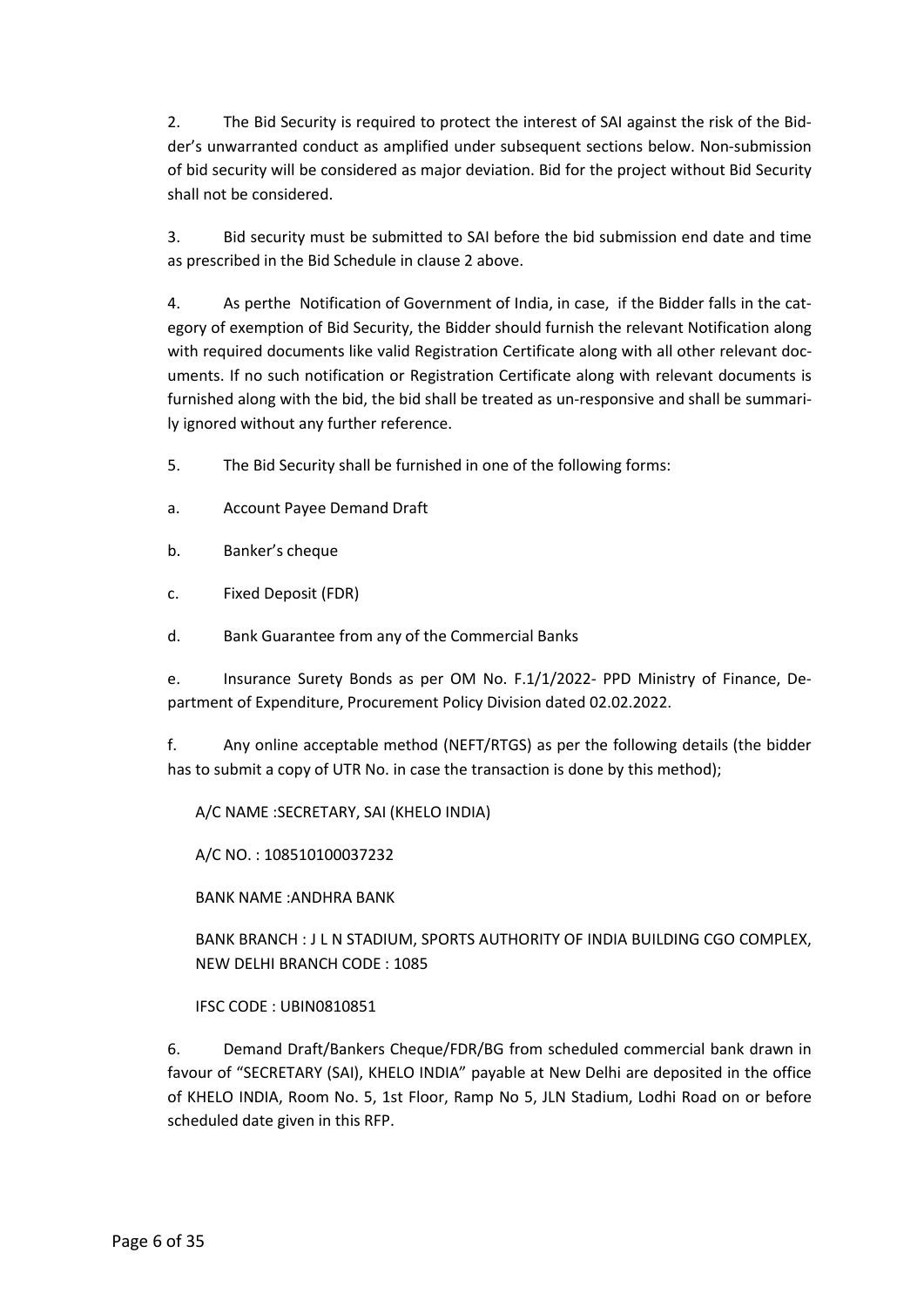2. The Bid Security is required to protect the interest of SAI against the risk of the Bidder's unwarranted conduct as amplified under subsequent sections below. Non-submission of bid security will be considered as major deviation. Bid for the project without Bid Security shall not be considered.

3. Bid security must be submitted to SAI before the bid submission end date and time as prescribed in the Bid Schedule in clause 2 above.

4. As perthe Notification of Government of India, in case, if the Bidder falls in the category of exemption of Bid Security, the Bidder should furnish the relevant Notification along with required documents like valid Registration Certificate along with all other relevant documents. If no such notification or Registration Certificate along with relevant documents is furnished along with the bid, the bid shall be treated as un-responsive and shall be summarily ignored without any further reference.

5. The Bid Security shall be furnished in one of the following forms:

a. Account Payee Demand Draft

b. Banker's cheque

c. Fixed Deposit (FDR)

d. Bank Guarantee from any of the Commercial Banks

e. Insurance Surety Bonds as per OM No. F.1/1/2022- PPD Ministry of Finance, Department of Expenditure, Procurement Policy Division dated 02.02.2022.

f. Any online acceptable method (NEFT/RTGS) as per the following details (the bidder has to submit a copy of UTR No. in case the transaction is done by this method);

A/C NAME :SECRETARY, SAI (KHELO INDIA)

A/C NO. : 108510100037232

BANK NAME :ANDHRA BANK

BANK BRANCH : J L N STADIUM, SPORTS AUTHORITY OF INDIA BUILDING CGO COMPLEX, NEW DELHI BRANCH CODE : 1085

IFSC CODE : UBIN0810851

6. Demand Draft/Bankers Cheque/FDR/BG from scheduled commercial bank drawn in favour of "SECRETARY (SAI), KHELO INDIA" payable at New Delhi are deposited in the office of KHELO INDIA, Room No. 5, 1st Floor, Ramp No 5, JLN Stadium, Lodhi Road on or before scheduled date given in this RFP.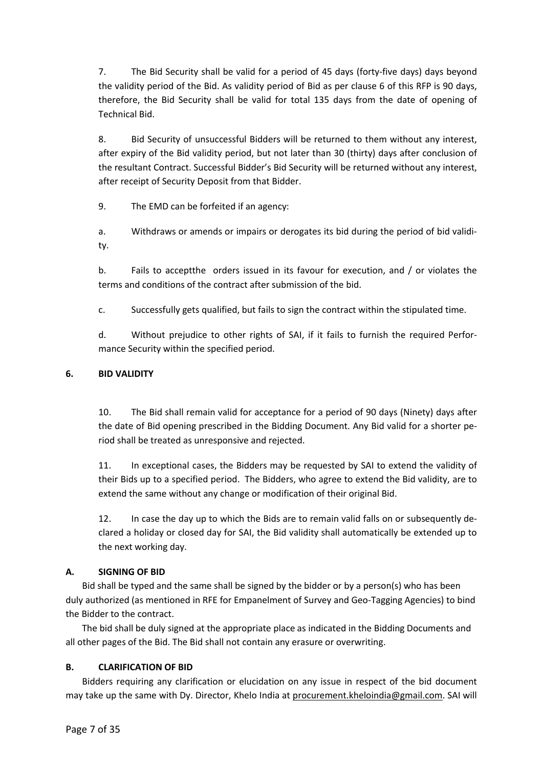7. The Bid Security shall be valid for a period of 45 days (forty-five days) days beyond the validity period of the Bid. As validity period of Bid as per clause 6 of this RFP is 90 days, therefore, the Bid Security shall be valid for total 135 days from the date of opening of Technical Bid.

8. Bid Security of unsuccessful Bidders will be returned to them without any interest, after expiry of the Bid validity period, but not later than 30 (thirty) days after conclusion of the resultant Contract. Successful Bidder's Bid Security will be returned without any interest, after receipt of Security Deposit from that Bidder.

9. The EMD can be forfeited if an agency:

a. Withdraws or amends or impairs or derogates its bid during the period of bid validity.

b. Fails to acceptthe orders issued in its favour for execution, and / or violates the terms and conditions of the contract after submission of the bid.

c. Successfully gets qualified, but fails to sign the contract within the stipulated time.

d. Without prejudice to other rights of SAI, if it fails to furnish the required Performance Security within the specified period.

## 6. BID VALIDITY

10. The Bid shall remain valid for acceptance for a period of 90 days (Ninety) days after the date of Bid opening prescribed in the Bidding Document. Any Bid valid for a shorter period shall be treated as unresponsive and rejected.

11. In exceptional cases, the Bidders may be requested by SAI to extend the validity of their Bids up to a specified period. The Bidders, who agree to extend the Bid validity, are to extend the same without any change or modification of their original Bid.

12. In case the day up to which the Bids are to remain valid falls on or subsequently declared a holiday or closed day for SAI, the Bid validity shall automatically be extended up to the next working day.

## A. SIGNING OF BID

Bid shall be typed and the same shall be signed by the bidder or by a person(s) who has been duly authorized (as mentioned in RFE for Empanelment of Survey and Geo-Tagging Agencies) to bind the Bidder to the contract.

The bid shall be duly signed at the appropriate place as indicated in the Bidding Documents and all other pages of the Bid. The Bid shall not contain any erasure or overwriting.

## B. CLARIFICATION OF BID

Bidders requiring any clarification or elucidation on any issue in respect of the bid document may take up the same with Dy. Director, Khelo India at procurement.kheloindia@gmail.com. SAI will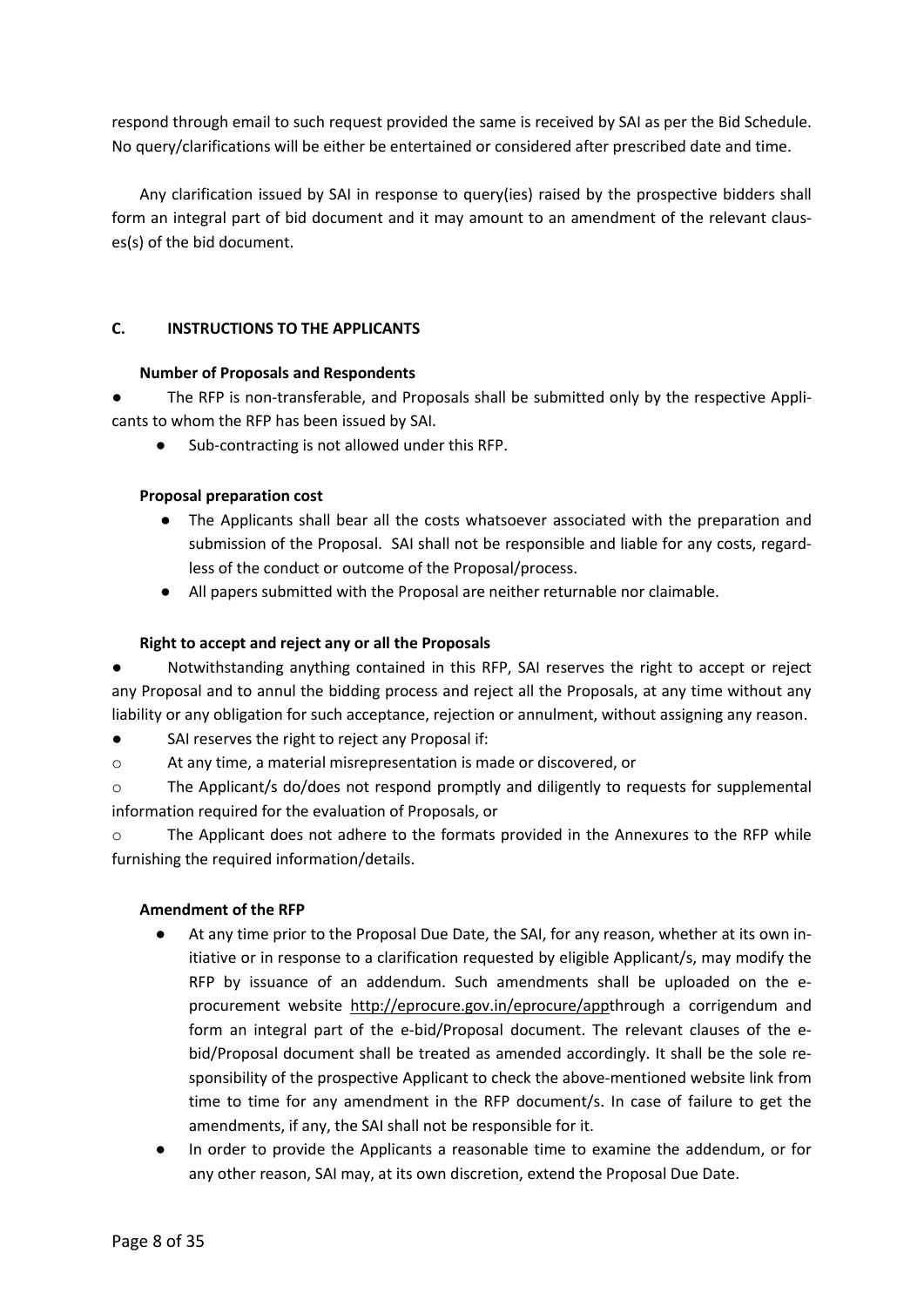respond through email to such request provided the same is received by SAI as per the Bid Schedule. No query/clarifications will be either be entertained or considered after prescribed date and time.

Any clarification issued by SAI in response to query(ies) raised by the prospective bidders shall form an integral part of bid document and it may amount to an amendment of the relevant clauses(s) of the bid document.

## C. INSTRUCTIONS TO THE APPLICANTS

**Number of Proposals and Respondents**

- The RFP is non-transferable, and Proposals shall be submitted only by the respective Applicants to whom the RFP has been issued by SAI.
- Sub-contracting is not allowed under this RFP.

**Proposal preparation cost**

- The Applicants shall bear all the costs whatsoever associated with the preparation and submission of the Proposal. SAI shall not be responsible and liable for any costs, regardless of the conduct or outcome of the Proposal/process.
- All papers submitted with the Proposal are neither returnable nor claimable.

**Right to accept and reject any or all the Proposals**

- Notwithstanding anything contained in this RFP, SAI reserves the right to accept or reject any Proposal and to annul the bidding process and reject all the Proposals, at any time without any liability or any obligation for such acceptance, rejection or annulment, without assigning any reason.
- SAI reserves the right to reject any Proposal if:
  - At any time, a material misrepresentation is made or discovered, or
  - The Applicant/s do/does not respond promptly and diligently to requests for supplemental information required for the evaluation of Proposals, or
  - The Applicant does not adhere to the formats provided in the Annexures to the RFP while furnishing the required information/details.

**Amendment of the RFP**

- At any time prior to the Proposal Due Date, the SAI, for any reason, whether at its own initiative or in response to a clarification requested by eligible Applicant/s, may modify the RFP by issuance of an addendum. Such amendments shall be uploaded on the e-procurement website http://eprocure.gov.in/eprocure/appthrough a corrigendum and form an integral part of the e-bid/Proposal document. The relevant clauses of the e-bid/Proposal document shall be treated as amended accordingly. It shall be the sole responsibility of the prospective Applicant to check the above-mentioned website link from time to time for any amendment in the RFP document/s. In case of failure to get the amendments, if any, the SAI shall not be responsible for it.
- In order to provide the Applicants a reasonable time to examine the addendum, or for any other reason, SAI may, at its own discretion, extend the Proposal Due Date.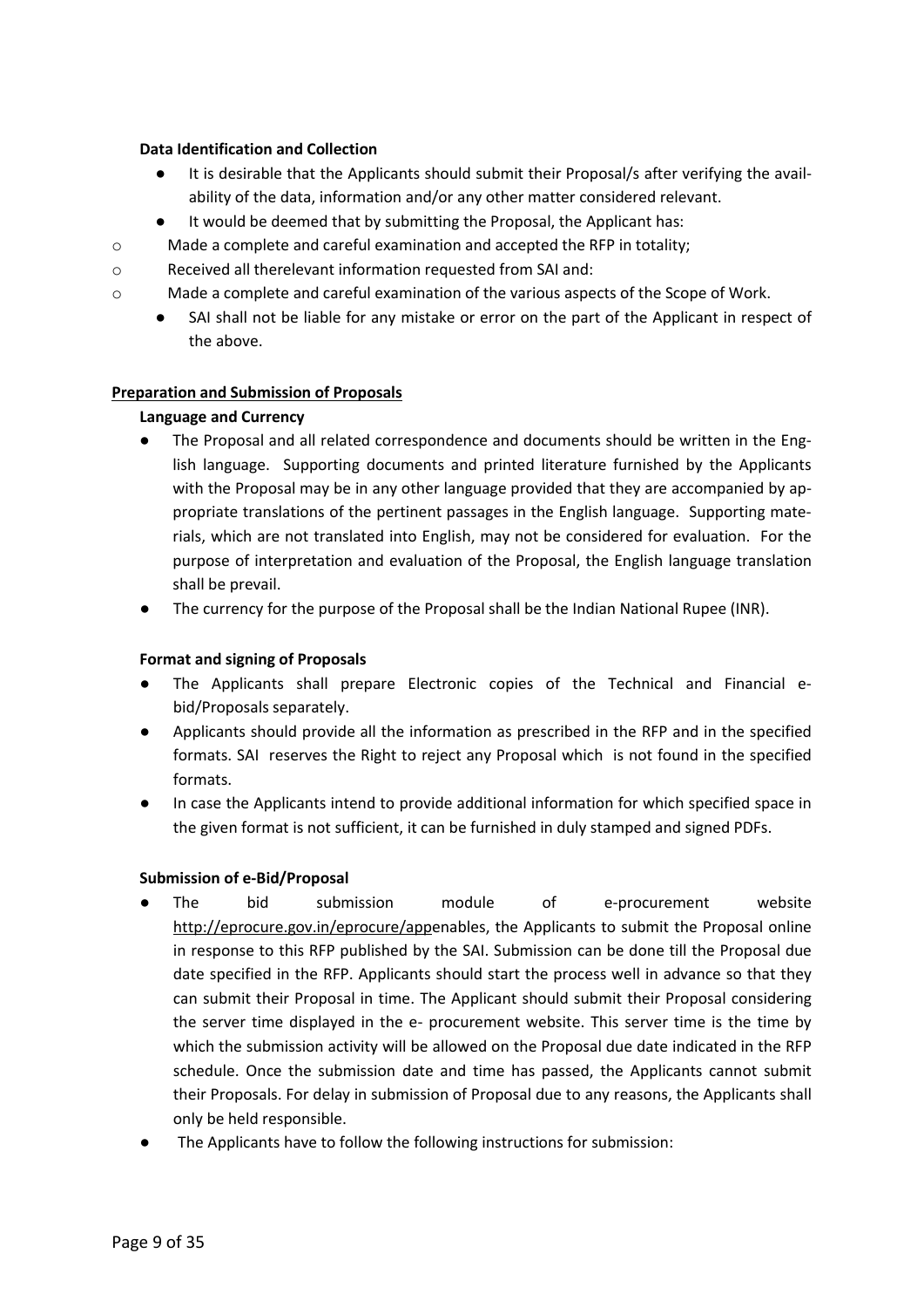**Data Identification and Collection**

- It is desirable that the Applicants should submit their Proposal/s after verifying the availability of the data, information and/or any other matter considered relevant.
- It would be deemed that by submitting the Proposal, the Applicant has:
  - Made a complete and careful examination and accepted the RFP in totality;
  - Received all therelevant information requested from SAI and:
  - Made a complete and careful examination of the various aspects of the Scope of Work.
- SAI shall not be liable for any mistake or error on the part of the Applicant in respect of the above.

**Preparation and Submission of Proposals**

**Language and Currency**

- The Proposal and all related correspondence and documents should be written in the English language. Supporting documents and printed literature furnished by the Applicants with the Proposal may be in any other language provided that they are accompanied by appropriate translations of the pertinent passages in the English language. Supporting materials, which are not translated into English, may not be considered for evaluation. For the purpose of interpretation and evaluation of the Proposal, the English language translation shall be prevail.
- The currency for the purpose of the Proposal shall be the Indian National Rupee (INR).

**Format and signing of Proposals**

- The Applicants shall prepare Electronic copies of the Technical and Financial e-bid/Proposals separately.
- Applicants should provide all the information as prescribed in the RFP and in the specified formats. SAI reserves the Right to reject any Proposal which is not found in the specified formats.
- In case the Applicants intend to provide additional information for which specified space in the given format is not sufficient, it can be furnished in duly stamped and signed PDFs.

**Submission of e-Bid/Proposal**

- The bid submission module of e-procurement website http://eprocure.gov.in/eprocure/appenables, the Applicants to submit the Proposal online in response to this RFP published by the SAI. Submission can be done till the Proposal due date specified in the RFP. Applicants should start the process well in advance so that they can submit their Proposal in time. The Applicant should submit their Proposal considering the server time displayed in the e- procurement website. This server time is the time by which the submission activity will be allowed on the Proposal due date indicated in the RFP schedule. Once the submission date and time has passed, the Applicants cannot submit their Proposals. For delay in submission of Proposal due to any reasons, the Applicants shall only be held responsible.
- The Applicants have to follow the following instructions for submission: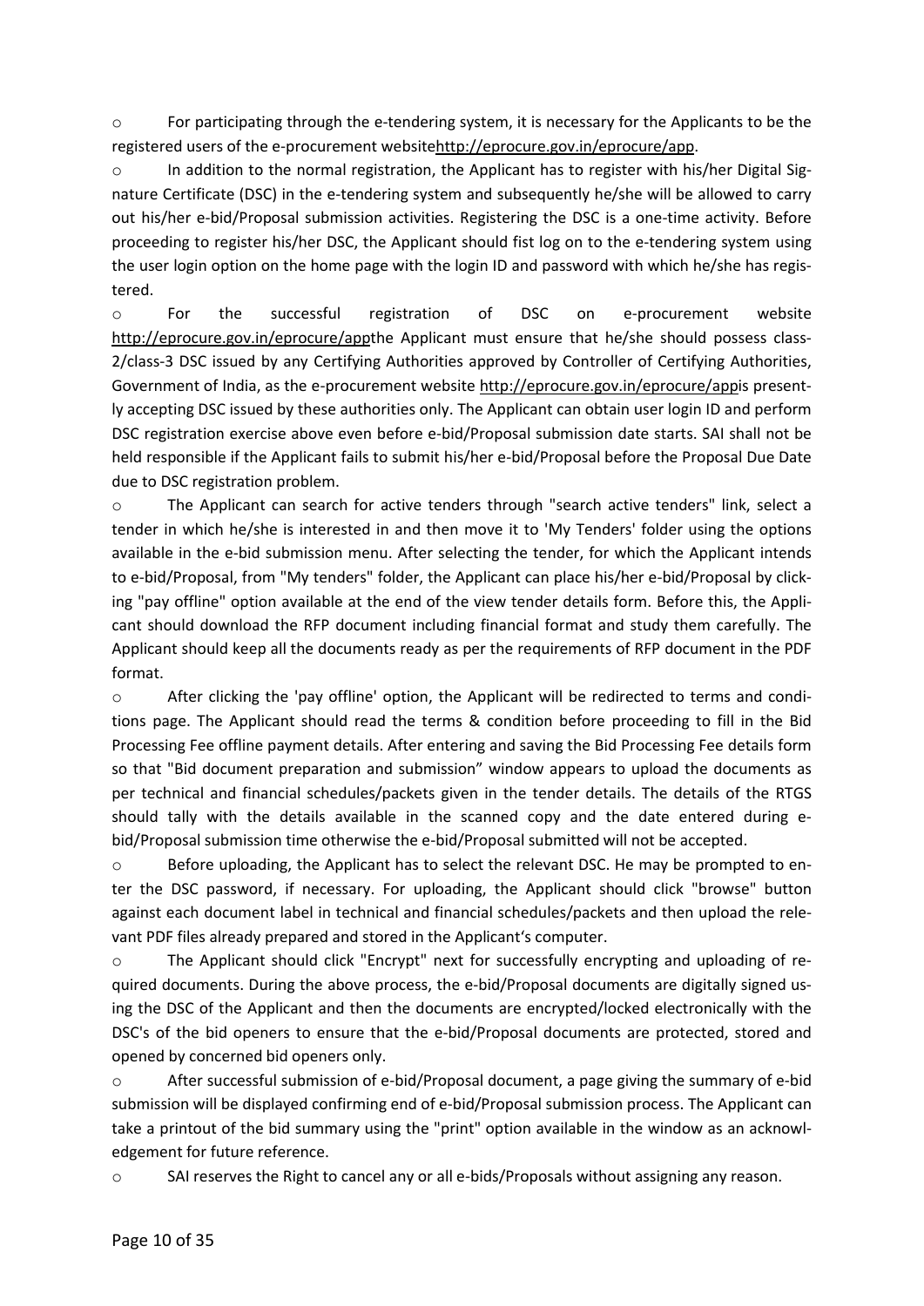- For participating through the e-tendering system, it is necessary for the Applicants to be the registered users of the e-procurement websitehttp://eprocure.gov.in/eprocure/app.
- In addition to the normal registration, the Applicant has to register with his/her Digital Signature Certificate (DSC) in the e-tendering system and subsequently he/she will be allowed to carry out his/her e-bid/Proposal submission activities. Registering the DSC is a one-time activity. Before proceeding to register his/her DSC, the Applicant should fist log on to the e-tendering system using the user login option on the home page with the login ID and password with which he/she has registered.
- For the successful registration of DSC on e-procurement website http://eprocure.gov.in/eprocure/appthe Applicant must ensure that he/she should possess class-2/class-3 DSC issued by any Certifying Authorities approved by Controller of Certifying Authorities, Government of India, as the e-procurement website http://eprocure.gov.in/eprocure/appis presently accepting DSC issued by these authorities only. The Applicant can obtain user login ID and perform DSC registration exercise above even before e-bid/Proposal submission date starts. SAI shall not be held responsible if the Applicant fails to submit his/her e-bid/Proposal before the Proposal Due Date due to DSC registration problem.
- The Applicant can search for active tenders through "search active tenders" link, select a tender in which he/she is interested in and then move it to 'My Tenders' folder using the options available in the e-bid submission menu. After selecting the tender, for which the Applicant intends to e-bid/Proposal, from "My tenders" folder, the Applicant can place his/her e-bid/Proposal by clicking "pay offline" option available at the end of the view tender details form. Before this, the Applicant should download the RFP document including financial format and study them carefully. The Applicant should keep all the documents ready as per the requirements of RFP document in the PDF format.
- After clicking the 'pay offline' option, the Applicant will be redirected to terms and conditions page. The Applicant should read the terms & condition before proceeding to fill in the Bid Processing Fee offline payment details. After entering and saving the Bid Processing Fee details form so that "Bid document preparation and submission" window appears to upload the documents as per technical and financial schedules/packets given in the tender details. The details of the RTGS should tally with the details available in the scanned copy and the date entered during e-bid/Proposal submission time otherwise the e-bid/Proposal submitted will not be accepted.
- Before uploading, the Applicant has to select the relevant DSC. He may be prompted to enter the DSC password, if necessary. For uploading, the Applicant should click "browse" button against each document label in technical and financial schedules/packets and then upload the relevant PDF files already prepared and stored in the Applicant's computer.
- The Applicant should click "Encrypt" next for successfully encrypting and uploading of required documents. During the above process, the e-bid/Proposal documents are digitally signed using the DSC of the Applicant and then the documents are encrypted/locked electronically with the DSC's of the bid openers to ensure that the e-bid/Proposal documents are protected, stored and opened by concerned bid openers only.
- After successful submission of e-bid/Proposal document, a page giving the summary of e-bid submission will be displayed confirming end of e-bid/Proposal submission process. The Applicant can take a printout of the bid summary using the "print" option available in the window as an acknowledgement for future reference.
- SAI reserves the Right to cancel any or all e-bids/Proposals without assigning any reason.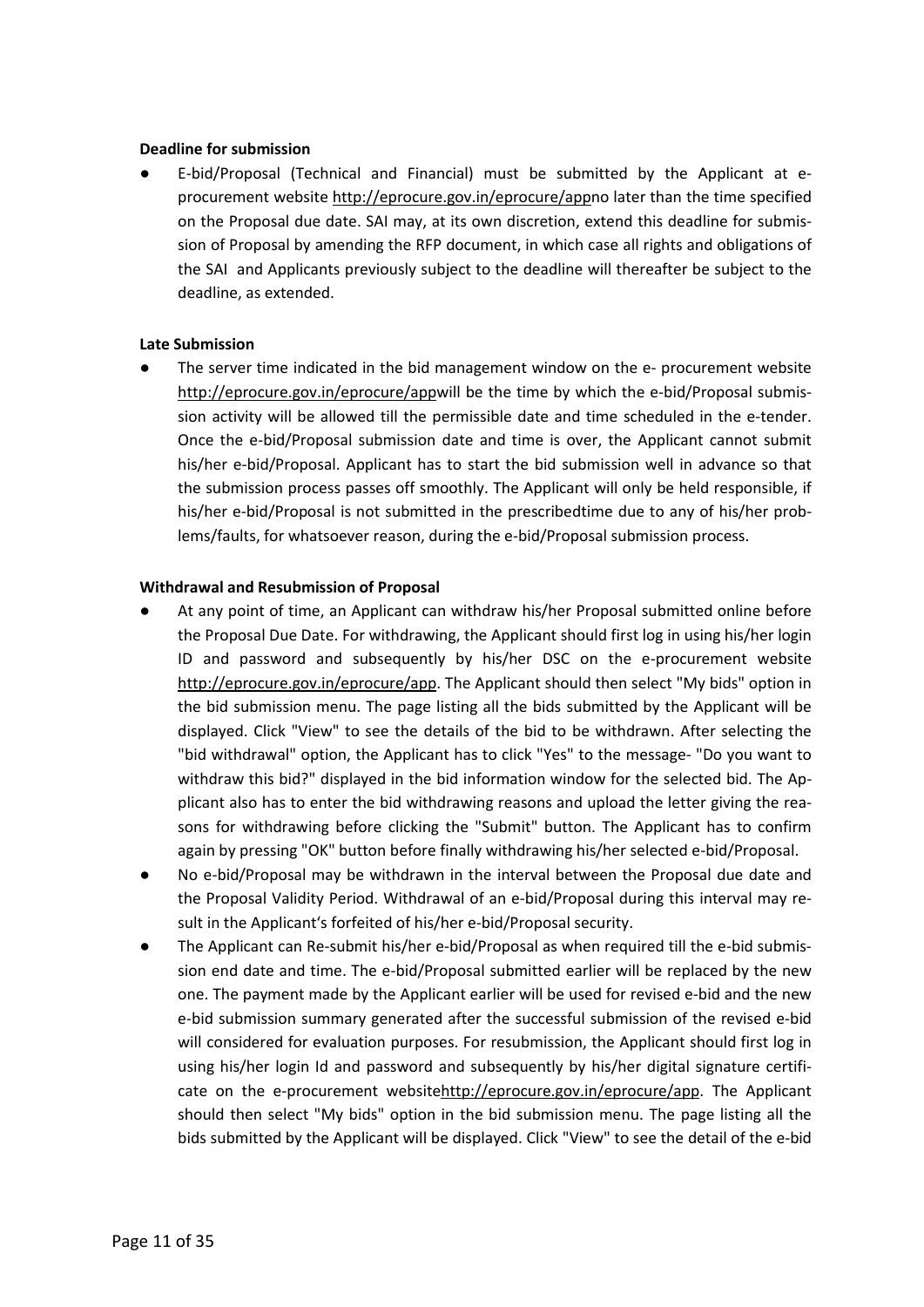**Deadline for submission**

- E-bid/Proposal (Technical and Financial) must be submitted by the Applicant at e-procurement website http://eprocure.gov.in/eprocure/appno later than the time specified on the Proposal due date. SAI may, at its own discretion, extend this deadline for submission of Proposal by amending the RFP document, in which case all rights and obligations of the SAI and Applicants previously subject to the deadline will thereafter be subject to the deadline, as extended.

**Late Submission**

- The server time indicated in the bid management window on the e- procurement website http://eprocure.gov.in/eprocure/appwill be the time by which the e-bid/Proposal submission activity will be allowed till the permissible date and time scheduled in the e-tender. Once the e-bid/Proposal submission date and time is over, the Applicant cannot submit his/her e-bid/Proposal. Applicant has to start the bid submission well in advance so that the submission process passes off smoothly. The Applicant will only be held responsible, if his/her e-bid/Proposal is not submitted in the prescribedtime due to any of his/her problems/faults, for whatsoever reason, during the e-bid/Proposal submission process.

**Withdrawal and Resubmission of Proposal**

- At any point of time, an Applicant can withdraw his/her Proposal submitted online before the Proposal Due Date. For withdrawing, the Applicant should first log in using his/her login ID and password and subsequently by his/her DSC on the e-procurement website http://eprocure.gov.in/eprocure/app. The Applicant should then select "My bids" option in the bid submission menu. The page listing all the bids submitted by the Applicant will be displayed. Click "View" to see the details of the bid to be withdrawn. After selecting the "bid withdrawal" option, the Applicant has to click "Yes" to the message- "Do you want to withdraw this bid?" displayed in the bid information window for the selected bid. The Applicant also has to enter the bid withdrawing reasons and upload the letter giving the reasons for withdrawing before clicking the "Submit" button. The Applicant has to confirm again by pressing "OK" button before finally withdrawing his/her selected e-bid/Proposal.
- No e-bid/Proposal may be withdrawn in the interval between the Proposal due date and the Proposal Validity Period. Withdrawal of an e-bid/Proposal during this interval may result in the Applicant's forfeited of his/her e-bid/Proposal security.
- The Applicant can Re-submit his/her e-bid/Proposal as when required till the e-bid submission end date and time. The e-bid/Proposal submitted earlier will be replaced by the new one. The payment made by the Applicant earlier will be used for revised e-bid and the new e-bid submission summary generated after the successful submission of the revised e-bid will considered for evaluation purposes. For resubmission, the Applicant should first log in using his/her login Id and password and subsequently by his/her digital signature certificate on the e-procurement websitehttp://eprocure.gov.in/eprocure/app. The Applicant should then select "My bids" option in the bid submission menu. The page listing all the bids submitted by the Applicant will be displayed. Click "View" to see the detail of the e-bid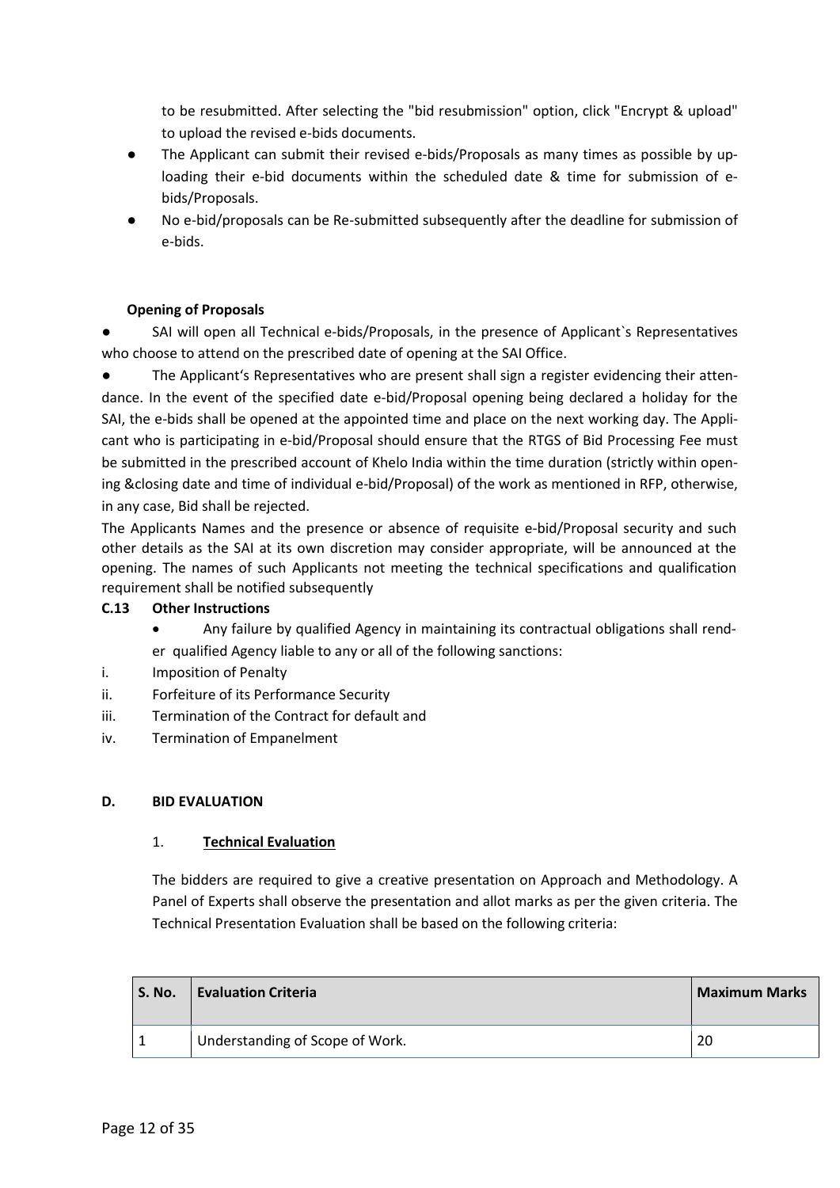to be resubmitted. After selecting the "bid resubmission" option, click "Encrypt & upload" to upload the revised e-bids documents.

- The Applicant can submit their revised e-bids/Proposals as many times as possible by uploading their e-bid documents within the scheduled date & time for submission of e-bids/Proposals.
- No e-bid/proposals can be Re-submitted subsequently after the deadline for submission of e-bids.

**Opening of Proposals**

- SAI will open all Technical e-bids/Proposals, in the presence of Applicant`s Representatives who choose to attend on the prescribed date of opening at the SAI Office.
- The Applicant's Representatives who are present shall sign a register evidencing their attendance. In the event of the specified date e-bid/Proposal opening being declared a holiday for the SAI, the e-bids shall be opened at the appointed time and place on the next working day. The Applicant who is participating in e-bid/Proposal should ensure that the RTGS of Bid Processing Fee must be submitted in the prescribed account of Khelo India within the time duration (strictly within opening &closing date and time of individual e-bid/Proposal) of the work as mentioned in RFP, otherwise, in any case, Bid shall be rejected.

The Applicants Names and the presence or absence of requisite e-bid/Proposal security and such other details as the SAI at its own discretion may consider appropriate, will be announced at the opening. The names of such Applicants not meeting the technical specifications and qualification requirement shall be notified subsequently

**C.13 Other Instructions**

- Any failure by qualified Agency in maintaining its contractual obligations shall render qualified Agency liable to any or all of the following sanctions:

i. Imposition of Penalty

ii. Forfeiture of its Performance Security

iii. Termination of the Contract for default and

iv. Termination of Empanelment

**D. BID EVALUATION**

1. **Technical Evaluation**

The bidders are required to give a creative presentation on Approach and Methodology. A Panel of Experts shall observe the presentation and allot marks as per the given criteria. The Technical Presentation Evaluation shall be based on the following criteria:

| S. No. | Evaluation Criteria | Maximum Marks |
|---|---|---|
| 1 | Understanding of Scope of Work. | 20 |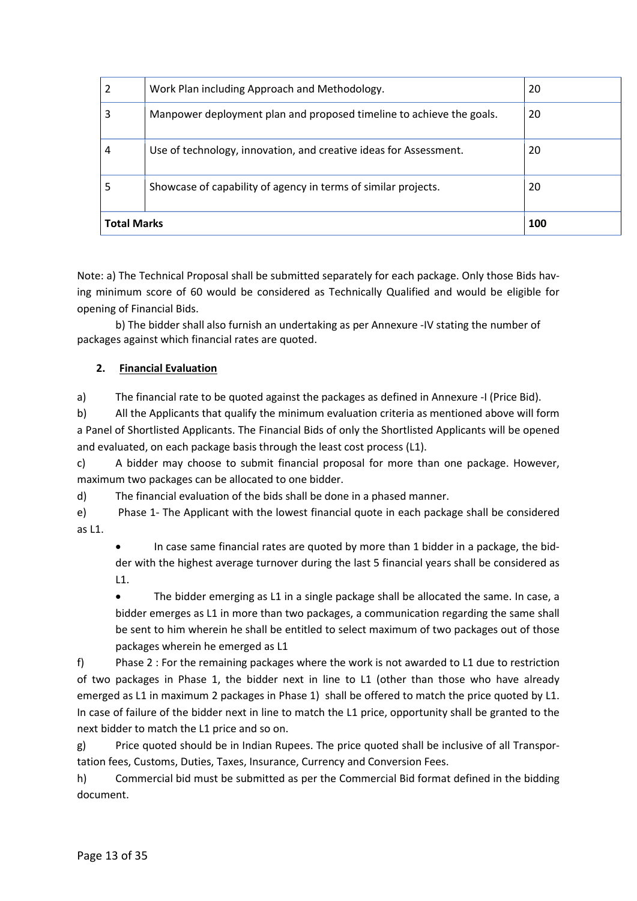| | | |
|---|---|---|
| 2 | Work Plan including Approach and Methodology. | 20 |
| 3 | Manpower deployment plan and proposed timeline to achieve the goals. | 20 |
| 4 | Use of technology, innovation, and creative ideas for Assessment. | 20 |
| 5 | Showcase of capability of agency in terms of similar projects. | 20 |
| **Total Marks** | | **100** |

Note: a) The Technical Proposal shall be submitted separately for each package. Only those Bids having minimum score of 60 would be considered as Technically Qualified and would be eligible for opening of Financial Bids.

b) The bidder shall also furnish an undertaking as per Annexure -IV stating the number of packages against which financial rates are quoted.

**2. Financial Evaluation**

a) The financial rate to be quoted against the packages as defined in Annexure -I (Price Bid).

b) All the Applicants that qualify the minimum evaluation criteria as mentioned above will form a Panel of Shortlisted Applicants. The Financial Bids of only the Shortlisted Applicants will be opened and evaluated, on each package basis through the least cost process (L1).

c) A bidder may choose to submit financial proposal for more than one package. However, maximum two packages can be allocated to one bidder.

d) The financial evaluation of the bids shall be done in a phased manner.

e) Phase 1- The Applicant with the lowest financial quote in each package shall be considered as L1.

- In case same financial rates are quoted by more than 1 bidder in a package, the bidder with the highest average turnover during the last 5 financial years shall be considered as L1.
- The bidder emerging as L1 in a single package shall be allocated the same. In case, a bidder emerges as L1 in more than two packages, a communication regarding the same shall be sent to him wherein he shall be entitled to select maximum of two packages out of those packages wherein he emerged as L1

f) Phase 2 : For the remaining packages where the work is not awarded to L1 due to restriction of two packages in Phase 1, the bidder next in line to L1 (other than those who have already emerged as L1 in maximum 2 packages in Phase 1) shall be offered to match the price quoted by L1. In case of failure of the bidder next in line to match the L1 price, opportunity shall be granted to the next bidder to match the L1 price and so on.

g) Price quoted should be in Indian Rupees. The price quoted shall be inclusive of all Transportation fees, Customs, Duties, Taxes, Insurance, Currency and Conversion Fees.

h) Commercial bid must be submitted as per the Commercial Bid format defined in the bidding document.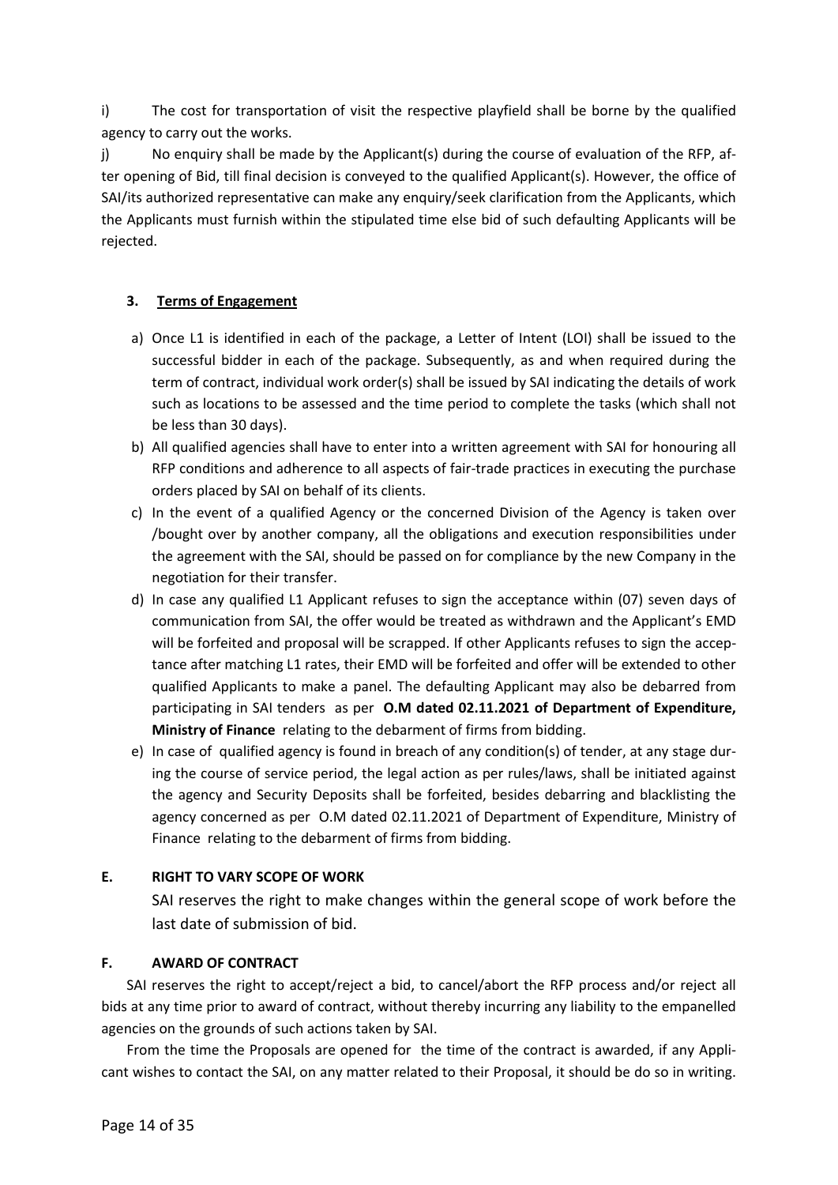i) The cost for transportation of visit the respective playfield shall be borne by the qualified agency to carry out the works.

j) No enquiry shall be made by the Applicant(s) during the course of evaluation of the RFP, after opening of Bid, till final decision is conveyed to the qualified Applicant(s). However, the office of SAI/its authorized representative can make any enquiry/seek clarification from the Applicants, which the Applicants must furnish within the stipulated time else bid of such defaulting Applicants will be rejected.

### 3. Terms of Engagement

a) Once L1 is identified in each of the package, a Letter of Intent (LOI) shall be issued to the successful bidder in each of the package. Subsequently, as and when required during the term of contract, individual work order(s) shall be issued by SAI indicating the details of work such as locations to be assessed and the time period to complete the tasks (which shall not be less than 30 days).

b) All qualified agencies shall have to enter into a written agreement with SAI for honouring all RFP conditions and adherence to all aspects of fair-trade practices in executing the purchase orders placed by SAI on behalf of its clients.

c) In the event of a qualified Agency or the concerned Division of the Agency is taken over /bought over by another company, all the obligations and execution responsibilities under the agreement with the SAI, should be passed on for compliance by the new Company in the negotiation for their transfer.

d) In case any qualified L1 Applicant refuses to sign the acceptance within (07) seven days of communication from SAI, the offer would be treated as withdrawn and the Applicant's EMD will be forfeited and proposal will be scrapped. If other Applicants refuses to sign the acceptance after matching L1 rates, their EMD will be forfeited and offer will be extended to other qualified Applicants to make a panel. The defaulting Applicant may also be debarred from participating in SAI tenders as per **O.M dated 02.11.2021 of Department of Expenditure, Ministry of Finance** relating to the debarment of firms from bidding.

e) In case of qualified agency is found in breach of any condition(s) of tender, at any stage during the course of service period, the legal action as per rules/laws, shall be initiated against the agency and Security Deposits shall be forfeited, besides debarring and blacklisting the agency concerned as per O.M dated 02.11.2021 of Department of Expenditure, Ministry of Finance relating to the debarment of firms from bidding.

## E. RIGHT TO VARY SCOPE OF WORK

SAI reserves the right to make changes within the general scope of work before the last date of submission of bid.

## F. AWARD OF CONTRACT

SAI reserves the right to accept/reject a bid, to cancel/abort the RFP process and/or reject all bids at any time prior to award of contract, without thereby incurring any liability to the empanelled agencies on the grounds of such actions taken by SAI.

From the time the Proposals are opened for the time of the contract is awarded, if any Applicant wishes to contact the SAI, on any matter related to their Proposal, it should be do so in writing.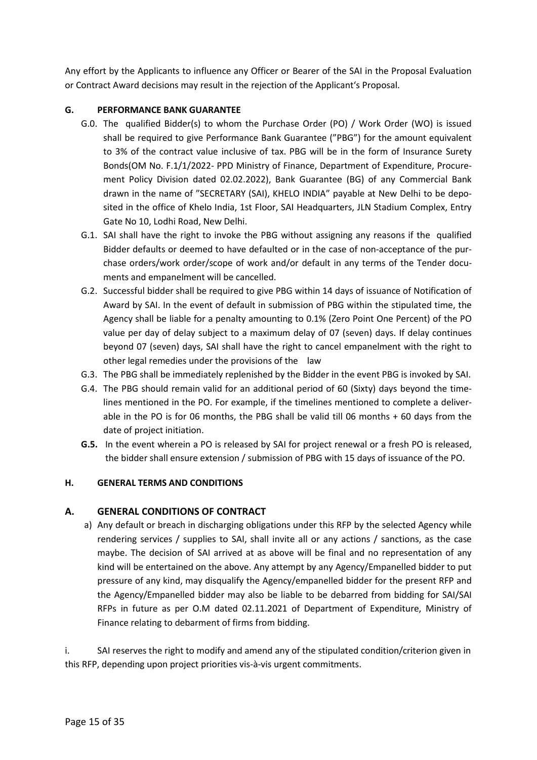Any effort by the Applicants to influence any Officer or Bearer of the SAI in the Proposal Evaluation or Contract Award decisions may result in the rejection of the Applicant's Proposal.

### G. PERFORMANCE BANK GUARANTEE

G.0. The qualified Bidder(s) to whom the Purchase Order (PO) / Work Order (WO) is issued shall be required to give Performance Bank Guarantee ("PBG") for the amount equivalent to 3% of the contract value inclusive of tax. PBG will be in the form of Insurance Surety Bonds(OM No. F.1/1/2022- PPD Ministry of Finance, Department of Expenditure, Procurement Policy Division dated 02.02.2022), Bank Guarantee (BG) of any Commercial Bank drawn in the name of "SECRETARY (SAI), KHELO INDIA" payable at New Delhi to be deposited in the office of Khelo India, 1st Floor, SAI Headquarters, JLN Stadium Complex, Entry Gate No 10, Lodhi Road, New Delhi.

G.1. SAI shall have the right to invoke the PBG without assigning any reasons if the qualified Bidder defaults or deemed to have defaulted or in the case of non-acceptance of the purchase orders/work order/scope of work and/or default in any terms of the Tender documents and empanelment will be cancelled.

G.2. Successful bidder shall be required to give PBG within 14 days of issuance of Notification of Award by SAI. In the event of default in submission of PBG within the stipulated time, the Agency shall be liable for a penalty amounting to 0.1% (Zero Point One Percent) of the PO value per day of delay subject to a maximum delay of 07 (seven) days. If delay continues beyond 07 (seven) days, SAI shall have the right to cancel empanelment with the right to other legal remedies under the provisions of the law

G.3. The PBG shall be immediately replenished by the Bidder in the event PBG is invoked by SAI.

G.4. The PBG should remain valid for an additional period of 60 (Sixty) days beyond the timelines mentioned in the PO. For example, if the timelines mentioned to complete a deliverable in the PO is for 06 months, the PBG shall be valid till 06 months + 60 days from the date of project initiation.

**G.5.** In the event wherein a PO is released by SAI for project renewal or a fresh PO is released, the bidder shall ensure extension / submission of PBG with 15 days of issuance of the PO.

### H. GENERAL TERMS AND CONDITIONS

### A. GENERAL CONDITIONS OF CONTRACT

a) Any default or breach in discharging obligations under this RFP by the selected Agency while rendering services / supplies to SAI, shall invite all or any actions / sanctions, as the case maybe. The decision of SAI arrived at as above will be final and no representation of any kind will be entertained on the above. Any attempt by any Agency/Empanelled bidder to put pressure of any kind, may disqualify the Agency/empanelled bidder for the present RFP and the Agency/Empanelled bidder may also be liable to be debarred from bidding for SAI/SAI RFPs in future as per O.M dated 02.11.2021 of Department of Expenditure, Ministry of Finance relating to debarment of firms from bidding.

i. SAI reserves the right to modify and amend any of the stipulated condition/criterion given in this RFP, depending upon project priorities vis-à-vis urgent commitments.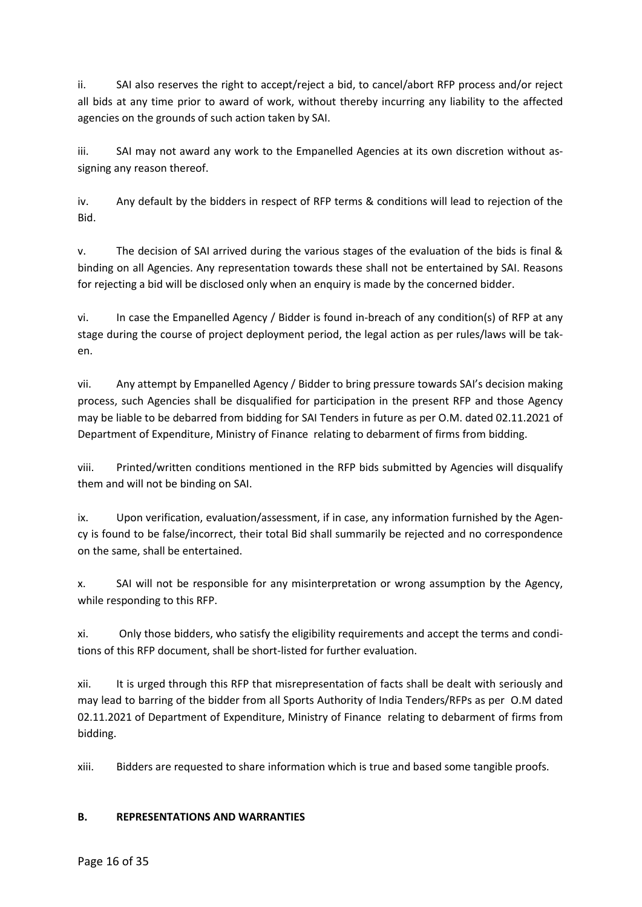ii. SAI also reserves the right to accept/reject a bid, to cancel/abort RFP process and/or reject all bids at any time prior to award of work, without thereby incurring any liability to the affected agencies on the grounds of such action taken by SAI.

iii. SAI may not award any work to the Empanelled Agencies at its own discretion without assigning any reason thereof.

iv. Any default by the bidders in respect of RFP terms & conditions will lead to rejection of the Bid.

v. The decision of SAI arrived during the various stages of the evaluation of the bids is final & binding on all Agencies. Any representation towards these shall not be entertained by SAI. Reasons for rejecting a bid will be disclosed only when an enquiry is made by the concerned bidder.

vi. In case the Empanelled Agency / Bidder is found in-breach of any condition(s) of RFP at any stage during the course of project deployment period, the legal action as per rules/laws will be taken.

vii. Any attempt by Empanelled Agency / Bidder to bring pressure towards SAI's decision making process, such Agencies shall be disqualified for participation in the present RFP and those Agency may be liable to be debarred from bidding for SAI Tenders in future as per O.M. dated 02.11.2021 of Department of Expenditure, Ministry of Finance relating to debarment of firms from bidding.

viii. Printed/written conditions mentioned in the RFP bids submitted by Agencies will disqualify them and will not be binding on SAI.

ix. Upon verification, evaluation/assessment, if in case, any information furnished by the Agency is found to be false/incorrect, their total Bid shall summarily be rejected and no correspondence on the same, shall be entertained.

x. SAI will not be responsible for any misinterpretation or wrong assumption by the Agency, while responding to this RFP.

xi. Only those bidders, who satisfy the eligibility requirements and accept the terms and conditions of this RFP document, shall be short-listed for further evaluation.

xii. It is urged through this RFP that misrepresentation of facts shall be dealt with seriously and may lead to barring of the bidder from all Sports Authority of India Tenders/RFPs as per O.M dated 02.11.2021 of Department of Expenditure, Ministry of Finance relating to debarment of firms from bidding.

xiii. Bidders are requested to share information which is true and based some tangible proofs.

**B. REPRESENTATIONS AND WARRANTIES**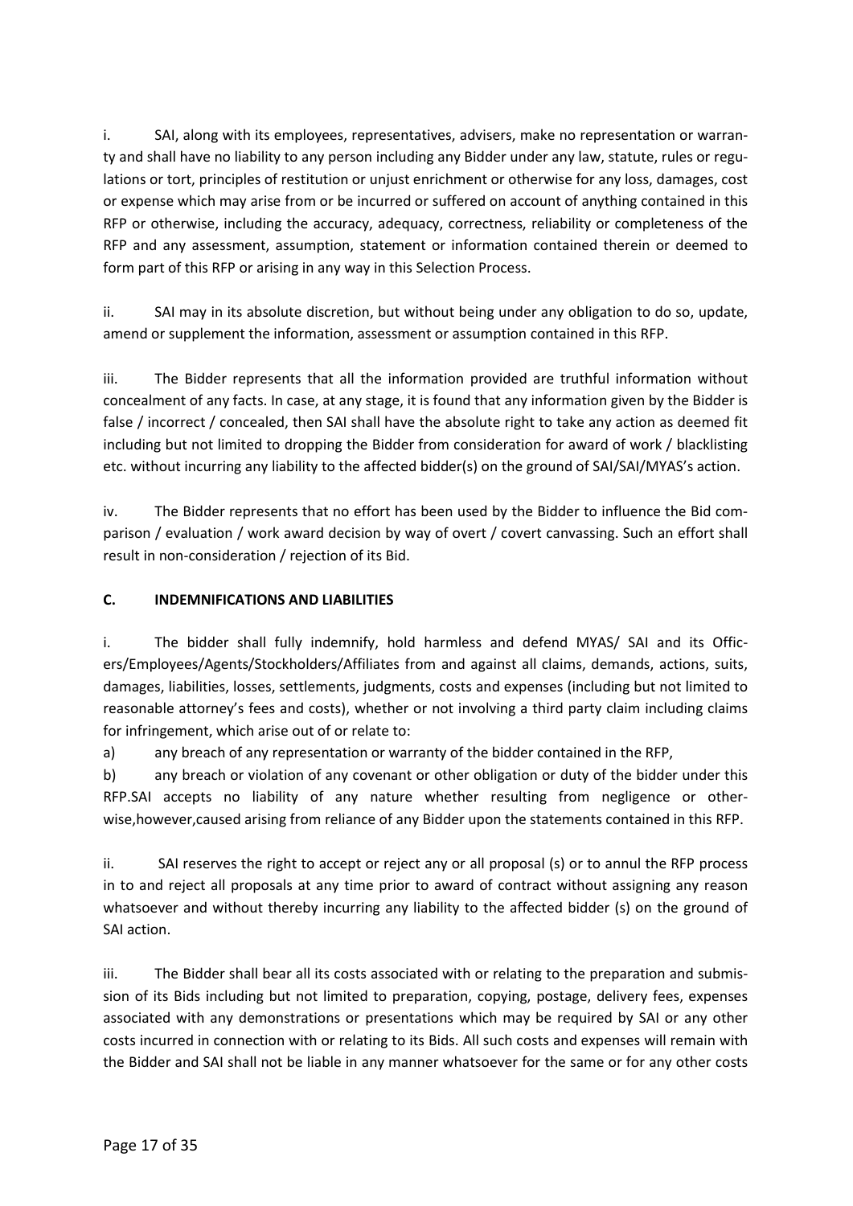i. SAI, along with its employees, representatives, advisers, make no representation or warranty and shall have no liability to any person including any Bidder under any law, statute, rules or regulations or tort, principles of restitution or unjust enrichment or otherwise for any loss, damages, cost or expense which may arise from or be incurred or suffered on account of anything contained in this RFP or otherwise, including the accuracy, adequacy, correctness, reliability or completeness of the RFP and any assessment, assumption, statement or information contained therein or deemed to form part of this RFP or arising in any way in this Selection Process.

ii. SAI may in its absolute discretion, but without being under any obligation to do so, update, amend or supplement the information, assessment or assumption contained in this RFP.

iii. The Bidder represents that all the information provided are truthful information without concealment of any facts. In case, at any stage, it is found that any information given by the Bidder is false / incorrect / concealed, then SAI shall have the absolute right to take any action as deemed fit including but not limited to dropping the Bidder from consideration for award of work / blacklisting etc. without incurring any liability to the affected bidder(s) on the ground of SAI/SAI/MYAS's action.

iv. The Bidder represents that no effort has been used by the Bidder to influence the Bid comparison / evaluation / work award decision by way of overt / covert canvassing. Such an effort shall result in non-consideration / rejection of its Bid.

**C. INDEMNIFICATIONS AND LIABILITIES**

i. The bidder shall fully indemnify, hold harmless and defend MYAS/ SAI and its Officers/Employees/Agents/Stockholders/Affiliates from and against all claims, demands, actions, suits, damages, liabilities, losses, settlements, judgments, costs and expenses (including but not limited to reasonable attorney's fees and costs), whether or not involving a third party claim including claims for infringement, which arise out of or relate to:

a) any breach of any representation or warranty of the bidder contained in the RFP,

b) any breach or violation of any covenant or other obligation or duty of the bidder under this RFP.SAI accepts no liability of any nature whether resulting from negligence or otherwise,however,caused arising from reliance of any Bidder upon the statements contained in this RFP.

ii. SAI reserves the right to accept or reject any or all proposal (s) or to annul the RFP process in to and reject all proposals at any time prior to award of contract without assigning any reason whatsoever and without thereby incurring any liability to the affected bidder (s) on the ground of SAI action.

iii. The Bidder shall bear all its costs associated with or relating to the preparation and submission of its Bids including but not limited to preparation, copying, postage, delivery fees, expenses associated with any demonstrations or presentations which may be required by SAI or any other costs incurred in connection with or relating to its Bids. All such costs and expenses will remain with the Bidder and SAI shall not be liable in any manner whatsoever for the same or for any other costs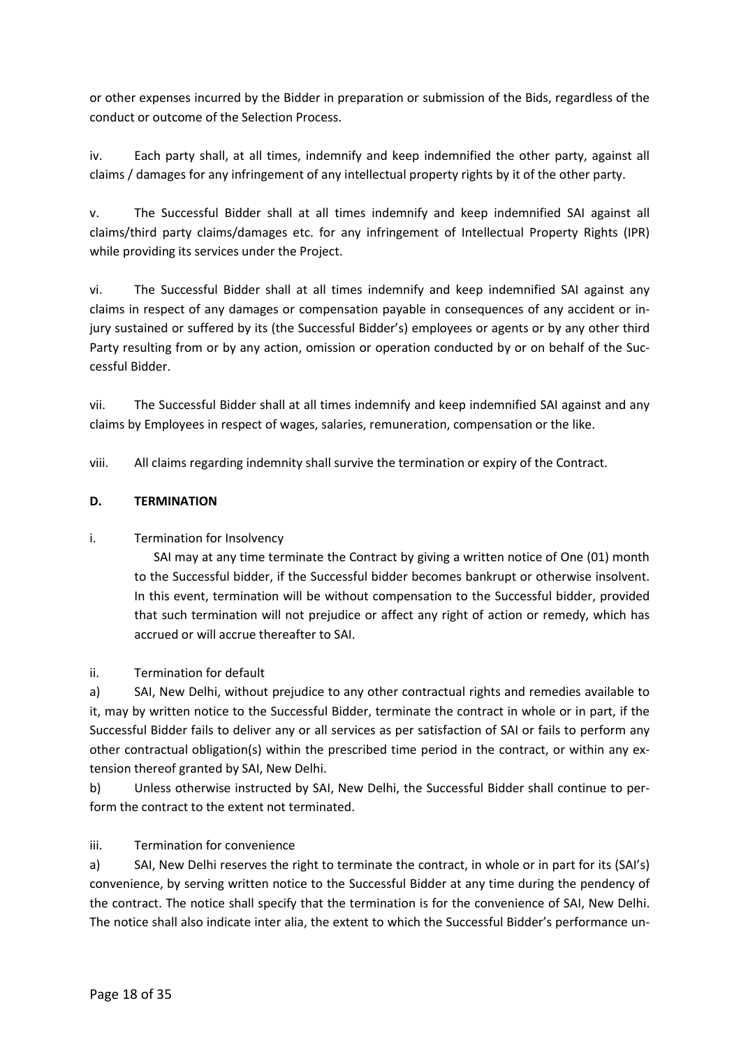or other expenses incurred by the Bidder in preparation or submission of the Bids, regardless of the conduct or outcome of the Selection Process.

iv. Each party shall, at all times, indemnify and keep indemnified the other party, against all claims / damages for any infringement of any intellectual property rights by it of the other party.

v. The Successful Bidder shall at all times indemnify and keep indemnified SAI against all claims/third party claims/damages etc. for any infringement of Intellectual Property Rights (IPR) while providing its services under the Project.

vi. The Successful Bidder shall at all times indemnify and keep indemnified SAI against any claims in respect of any damages or compensation payable in consequences of any accident or injury sustained or suffered by its (the Successful Bidder's) employees or agents or by any other third Party resulting from or by any action, omission or operation conducted by or on behalf of the Successful Bidder.

vii. The Successful Bidder shall at all times indemnify and keep indemnified SAI against and any claims by Employees in respect of wages, salaries, remuneration, compensation or the like.

viii. All claims regarding indemnity shall survive the termination or expiry of the Contract.

**D. TERMINATION**

i. Termination for Insolvency

SAI may at any time terminate the Contract by giving a written notice of One (01) month to the Successful bidder, if the Successful bidder becomes bankrupt or otherwise insolvent. In this event, termination will be without compensation to the Successful bidder, provided that such termination will not prejudice or affect any right of action or remedy, which has accrued or will accrue thereafter to SAI.

ii. Termination for default

a) SAI, New Delhi, without prejudice to any other contractual rights and remedies available to it, may by written notice to the Successful Bidder, terminate the contract in whole or in part, if the Successful Bidder fails to deliver any or all services as per satisfaction of SAI or fails to perform any other contractual obligation(s) within the prescribed time period in the contract, or within any extension thereof granted by SAI, New Delhi.

b) Unless otherwise instructed by SAI, New Delhi, the Successful Bidder shall continue to perform the contract to the extent not terminated.

iii. Termination for convenience

a) SAI, New Delhi reserves the right to terminate the contract, in whole or in part for its (SAI's) convenience, by serving written notice to the Successful Bidder at any time during the pendency of the contract. The notice shall specify that the termination is for the convenience of SAI, New Delhi. The notice shall also indicate inter alia, the extent to which the Successful Bidder's performance un-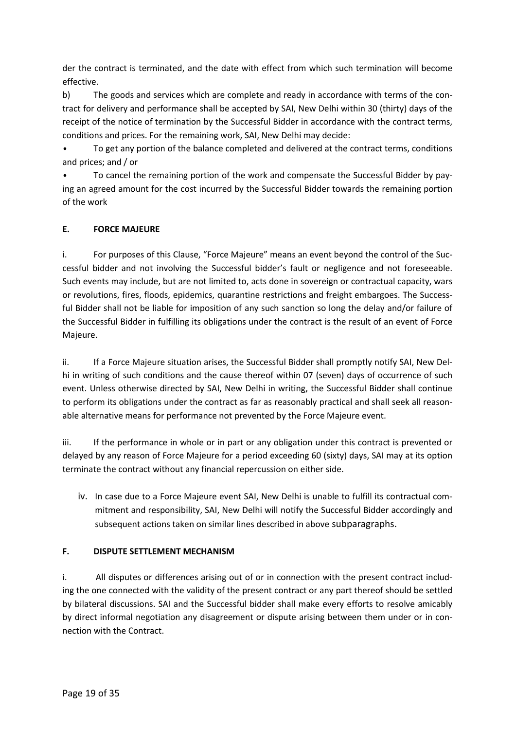der the contract is terminated, and the date with effect from which such termination will become effective.

b) The goods and services which are complete and ready in accordance with terms of the contract for delivery and performance shall be accepted by SAI, New Delhi within 30 (thirty) days of the receipt of the notice of termination by the Successful Bidder in accordance with the contract terms, conditions and prices. For the remaining work, SAI, New Delhi may decide:

- To get any portion of the balance completed and delivered at the contract terms, conditions and prices; and / or
- To cancel the remaining portion of the work and compensate the Successful Bidder by paying an agreed amount for the cost incurred by the Successful Bidder towards the remaining portion of the work

### E. FORCE MAJEURE

i. For purposes of this Clause, "Force Majeure" means an event beyond the control of the Successful bidder and not involving the Successful bidder's fault or negligence and not foreseeable. Such events may include, but are not limited to, acts done in sovereign or contractual capacity, wars or revolutions, fires, floods, epidemics, quarantine restrictions and freight embargoes. The Successful Bidder shall not be liable for imposition of any such sanction so long the delay and/or failure of the Successful Bidder in fulfilling its obligations under the contract is the result of an event of Force Majeure.

ii. If a Force Majeure situation arises, the Successful Bidder shall promptly notify SAI, New Delhi in writing of such conditions and the cause thereof within 07 (seven) days of occurrence of such event. Unless otherwise directed by SAI, New Delhi in writing, the Successful Bidder shall continue to perform its obligations under the contract as far as reasonably practical and shall seek all reasonable alternative means for performance not prevented by the Force Majeure event.

iii. If the performance in whole or in part or any obligation under this contract is prevented or delayed by any reason of Force Majeure for a period exceeding 60 (sixty) days, SAI may at its option terminate the contract without any financial repercussion on either side.

iv. In case due to a Force Majeure event SAI, New Delhi is unable to fulfill its contractual commitment and responsibility, SAI, New Delhi will notify the Successful Bidder accordingly and subsequent actions taken on similar lines described in above subparagraphs.

### F. DISPUTE SETTLEMENT MECHANISM

i. All disputes or differences arising out of or in connection with the present contract including the one connected with the validity of the present contract or any part thereof should be settled by bilateral discussions. SAI and the Successful bidder shall make every efforts to resolve amicably by direct informal negotiation any disagreement or dispute arising between them under or in connection with the Contract.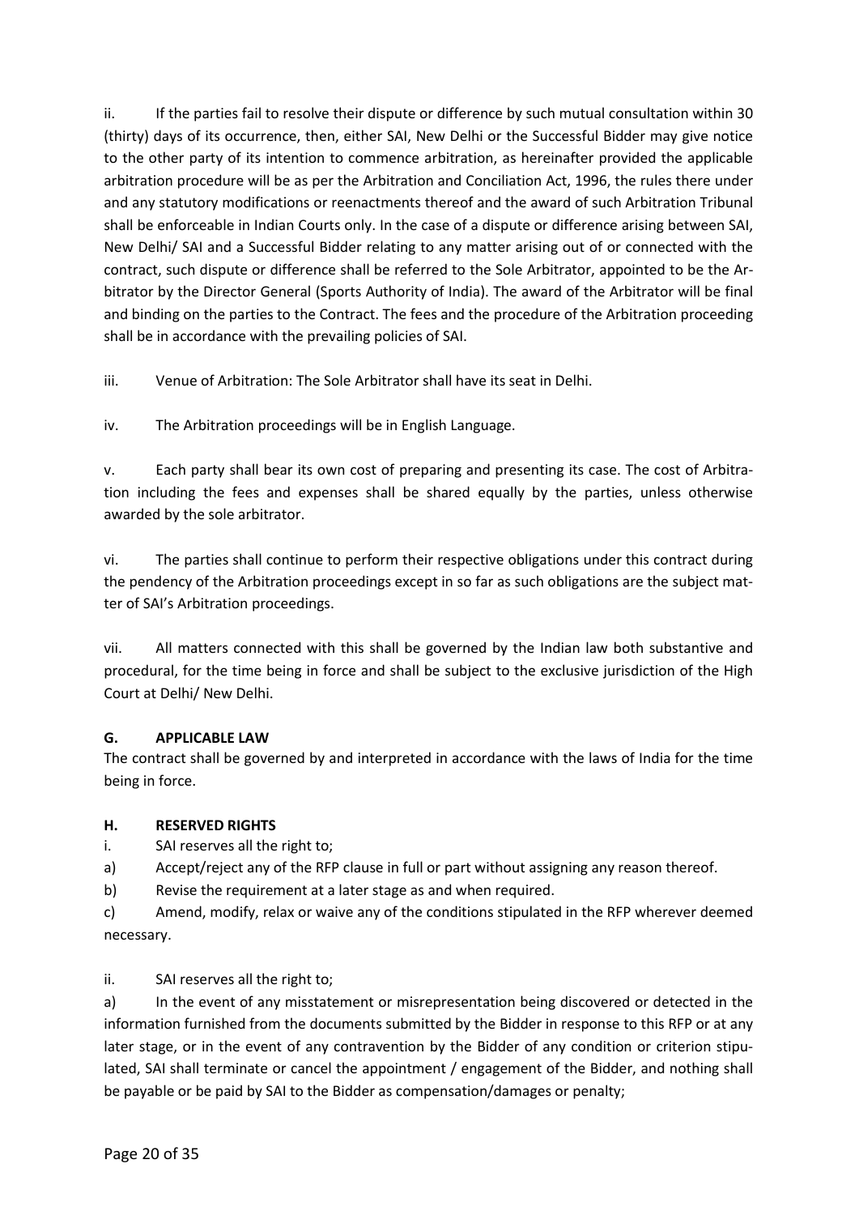ii. If the parties fail to resolve their dispute or difference by such mutual consultation within 30 (thirty) days of its occurrence, then, either SAI, New Delhi or the Successful Bidder may give notice to the other party of its intention to commence arbitration, as hereinafter provided the applicable arbitration procedure will be as per the Arbitration and Conciliation Act, 1996, the rules there under and any statutory modifications or reenactments thereof and the award of such Arbitration Tribunal shall be enforceable in Indian Courts only. In the case of a dispute or difference arising between SAI, New Delhi/ SAI and a Successful Bidder relating to any matter arising out of or connected with the contract, such dispute or difference shall be referred to the Sole Arbitrator, appointed to be the Arbitrator by the Director General (Sports Authority of India). The award of the Arbitrator will be final and binding on the parties to the Contract. The fees and the procedure of the Arbitration proceeding shall be in accordance with the prevailing policies of SAI.

iii. Venue of Arbitration: The Sole Arbitrator shall have its seat in Delhi.

iv. The Arbitration proceedings will be in English Language.

v. Each party shall bear its own cost of preparing and presenting its case. The cost of Arbitration including the fees and expenses shall be shared equally by the parties, unless otherwise awarded by the sole arbitrator.

vi. The parties shall continue to perform their respective obligations under this contract during the pendency of the Arbitration proceedings except in so far as such obligations are the subject matter of SAI's Arbitration proceedings.

vii. All matters connected with this shall be governed by the Indian law both substantive and procedural, for the time being in force and shall be subject to the exclusive jurisdiction of the High Court at Delhi/ New Delhi.

## G. APPLICABLE LAW

The contract shall be governed by and interpreted in accordance with the laws of India for the time being in force.

## H. RESERVED RIGHTS

i. SAI reserves all the right to;

a) Accept/reject any of the RFP clause in full or part without assigning any reason thereof.

b) Revise the requirement at a later stage as and when required.

c) Amend, modify, relax or waive any of the conditions stipulated in the RFP wherever deemed necessary.

ii. SAI reserves all the right to;

a) In the event of any misstatement or misrepresentation being discovered or detected in the information furnished from the documents submitted by the Bidder in response to this RFP or at any later stage, or in the event of any contravention by the Bidder of any condition or criterion stipulated, SAI shall terminate or cancel the appointment / engagement of the Bidder, and nothing shall be payable or be paid by SAI to the Bidder as compensation/damages or penalty;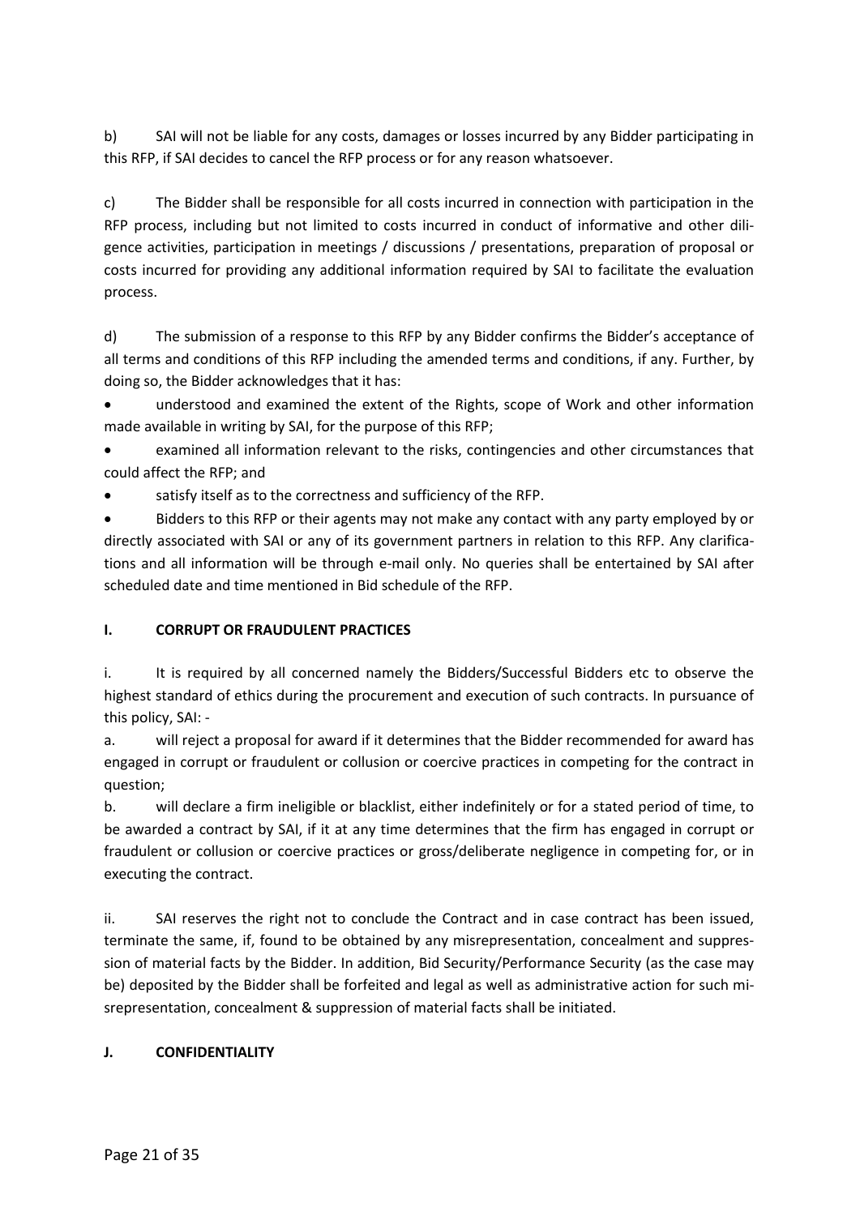b) SAI will not be liable for any costs, damages or losses incurred by any Bidder participating in this RFP, if SAI decides to cancel the RFP process or for any reason whatsoever.

c) The Bidder shall be responsible for all costs incurred in connection with participation in the RFP process, including but not limited to costs incurred in conduct of informative and other diligence activities, participation in meetings / discussions / presentations, preparation of proposal or costs incurred for providing any additional information required by SAI to facilitate the evaluation process.

d) The submission of a response to this RFP by any Bidder confirms the Bidder's acceptance of all terms and conditions of this RFP including the amended terms and conditions, if any. Further, by doing so, the Bidder acknowledges that it has:

- understood and examined the extent of the Rights, scope of Work and other information made available in writing by SAI, for the purpose of this RFP;
- examined all information relevant to the risks, contingencies and other circumstances that could affect the RFP; and
- satisfy itself as to the correctness and sufficiency of the RFP.
- Bidders to this RFP or their agents may not make any contact with any party employed by or directly associated with SAI or any of its government partners in relation to this RFP. Any clarifications and all information will be through e-mail only. No queries shall be entertained by SAI after scheduled date and time mentioned in Bid schedule of the RFP.

## I. CORRUPT OR FRAUDULENT PRACTICES

i. It is required by all concerned namely the Bidders/Successful Bidders etc to observe the highest standard of ethics during the procurement and execution of such contracts. In pursuance of this policy, SAI: -

a. will reject a proposal for award if it determines that the Bidder recommended for award has engaged in corrupt or fraudulent or collusion or coercive practices in competing for the contract in question;

b. will declare a firm ineligible or blacklist, either indefinitely or for a stated period of time, to be awarded a contract by SAI, if it at any time determines that the firm has engaged in corrupt or fraudulent or collusion or coercive practices or gross/deliberate negligence in competing for, or in executing the contract.

ii. SAI reserves the right not to conclude the Contract and in case contract has been issued, terminate the same, if, found to be obtained by any misrepresentation, concealment and suppression of material facts by the Bidder. In addition, Bid Security/Performance Security (as the case may be) deposited by the Bidder shall be forfeited and legal as well as administrative action for such misrepresentation, concealment & suppression of material facts shall be initiated.

## J. CONFIDENTIALITY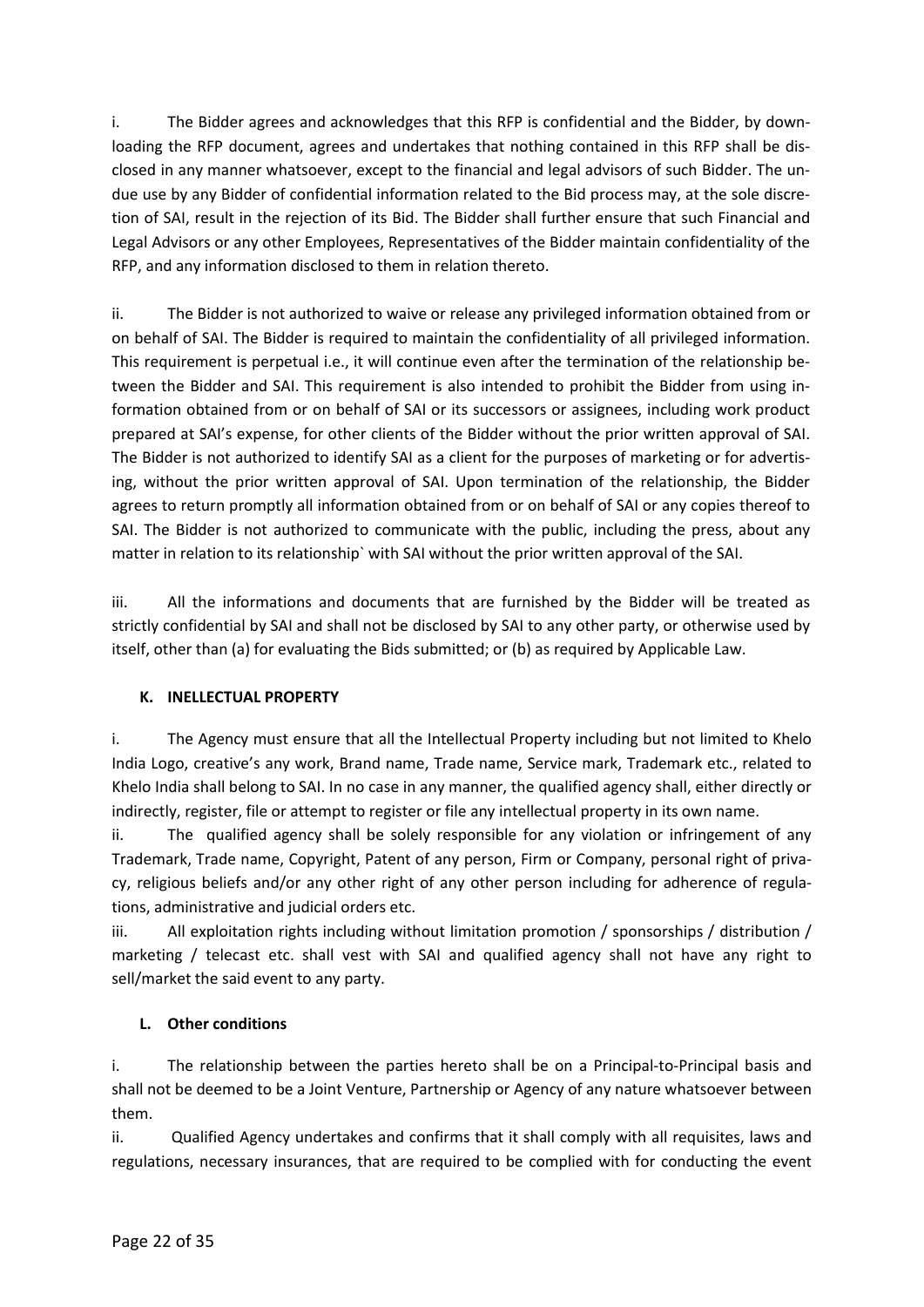i. The Bidder agrees and acknowledges that this RFP is confidential and the Bidder, by downloading the RFP document, agrees and undertakes that nothing contained in this RFP shall be disclosed in any manner whatsoever, except to the financial and legal advisors of such Bidder. The undue use by any Bidder of confidential information related to the Bid process may, at the sole discretion of SAI, result in the rejection of its Bid. The Bidder shall further ensure that such Financial and Legal Advisors or any other Employees, Representatives of the Bidder maintain confidentiality of the RFP, and any information disclosed to them in relation thereto.

ii. The Bidder is not authorized to waive or release any privileged information obtained from or on behalf of SAI. The Bidder is required to maintain the confidentiality of all privileged information. This requirement is perpetual i.e., it will continue even after the termination of the relationship between the Bidder and SAI. This requirement is also intended to prohibit the Bidder from using information obtained from or on behalf of SAI or its successors or assignees, including work product prepared at SAI's expense, for other clients of the Bidder without the prior written approval of SAI. The Bidder is not authorized to identify SAI as a client for the purposes of marketing or for advertising, without the prior written approval of SAI. Upon termination of the relationship, the Bidder agrees to return promptly all information obtained from or on behalf of SAI or any copies thereof to SAI. The Bidder is not authorized to communicate with the public, including the press, about any matter in relation to its relationship` with SAI without the prior written approval of the SAI.

iii. All the informations and documents that are furnished by the Bidder will be treated as strictly confidential by SAI and shall not be disclosed by SAI to any other party, or otherwise used by itself, other than (a) for evaluating the Bids submitted; or (b) as required by Applicable Law.

**K. INELLECTUAL PROPERTY**

i. The Agency must ensure that all the Intellectual Property including but not limited to Khelo India Logo, creative's any work, Brand name, Trade name, Service mark, Trademark etc., related to Khelo India shall belong to SAI. In no case in any manner, the qualified agency shall, either directly or indirectly, register, file or attempt to register or file any intellectual property in its own name.

ii. The qualified agency shall be solely responsible for any violation or infringement of any Trademark, Trade name, Copyright, Patent of any person, Firm or Company, personal right of privacy, religious beliefs and/or any other right of any other person including for adherence of regulations, administrative and judicial orders etc.

iii. All exploitation rights including without limitation promotion / sponsorships / distribution / marketing / telecast etc. shall vest with SAI and qualified agency shall not have any right to sell/market the said event to any party.

**L. Other conditions**

i. The relationship between the parties hereto shall be on a Principal-to-Principal basis and shall not be deemed to be a Joint Venture, Partnership or Agency of any nature whatsoever between them.

ii. Qualified Agency undertakes and confirms that it shall comply with all requisites, laws and regulations, necessary insurances, that are required to be complied with for conducting the event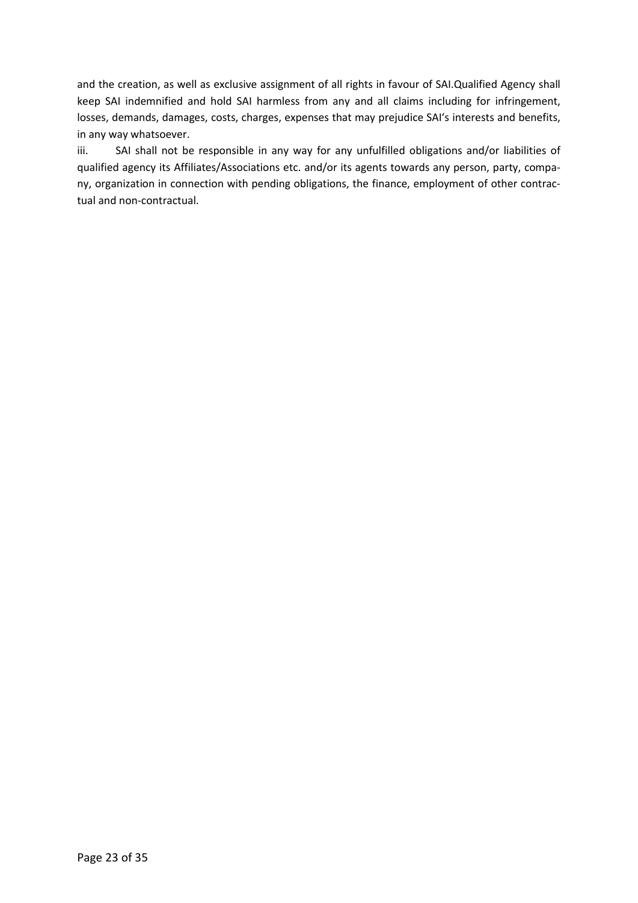and the creation, as well as exclusive assignment of all rights in favour of SAI.Qualified Agency shall keep SAI indemnified and hold SAI harmless from any and all claims including for infringement, losses, demands, damages, costs, charges, expenses that may prejudice SAI's interests and benefits, in any way whatsoever.

iii. SAI shall not be responsible in any way for any unfulfilled obligations and/or liabilities of qualified agency its Affiliates/Associations etc. and/or its agents towards any person, party, company, organization in connection with pending obligations, the finance, employment of other contractual and non-contractual.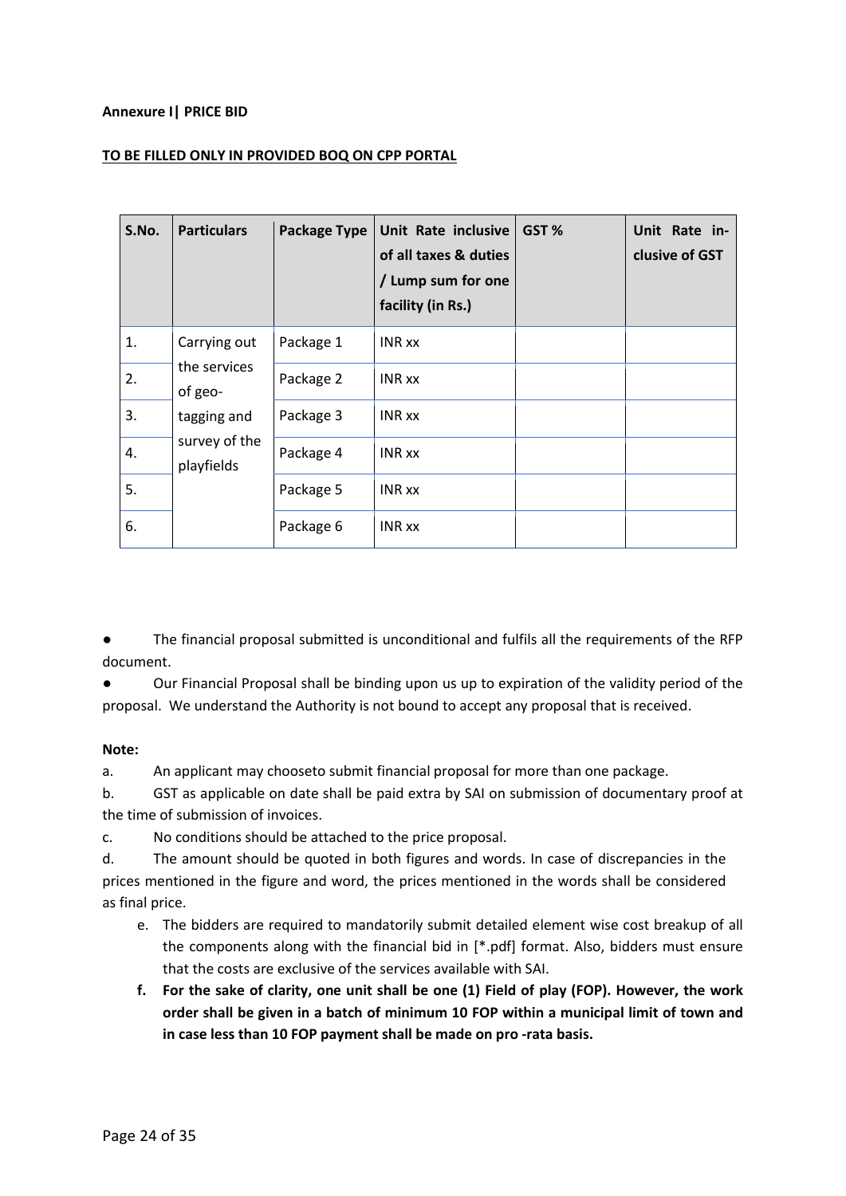**Annexure I| PRICE BID**

**TO BE FILLED ONLY IN PROVIDED BOQ ON CPP PORTAL**

| S.No. | Particulars | Package Type | Unit Rate inclusive of all taxes & duties / Lump sum for one facility (in Rs.) | GST % | Unit Rate inclusive of GST |
|---|---|---|---|---|---|
| 1. | Carrying out the services of geo-tagging and survey of the playfields | Package 1 | INR xx | | |
| 2. | | Package 2 | INR xx | | |
| 3. | | Package 3 | INR xx | | |
| 4. | | Package 4 | INR xx | | |
| 5. | | Package 5 | INR xx | | |
| 6. | | Package 6 | INR xx | | |

- The financial proposal submitted is unconditional and fulfils all the requirements of the RFP document.
- Our Financial Proposal shall be binding upon us up to expiration of the validity period of the proposal. We understand the Authority is not bound to accept any proposal that is received.

**Note:**

a. An applicant may chooseto submit financial proposal for more than one package.

b. GST as applicable on date shall be paid extra by SAI on submission of documentary proof at the time of submission of invoices.

c. No conditions should be attached to the price proposal.

d. The amount should be quoted in both figures and words. In case of discrepancies in the prices mentioned in the figure and word, the prices mentioned in the words shall be considered as final price.

e. The bidders are required to mandatorily submit detailed element wise cost breakup of all the components along with the financial bid in [*.pdf] format. Also, bidders must ensure that the costs are exclusive of the services available with SAI.

f. **For the sake of clarity, one unit shall be one (1) Field of play (FOP). However, the work order shall be given in a batch of minimum 10 FOP within a municipal limit of town and in case less than 10 FOP payment shall be made on pro -rata basis.**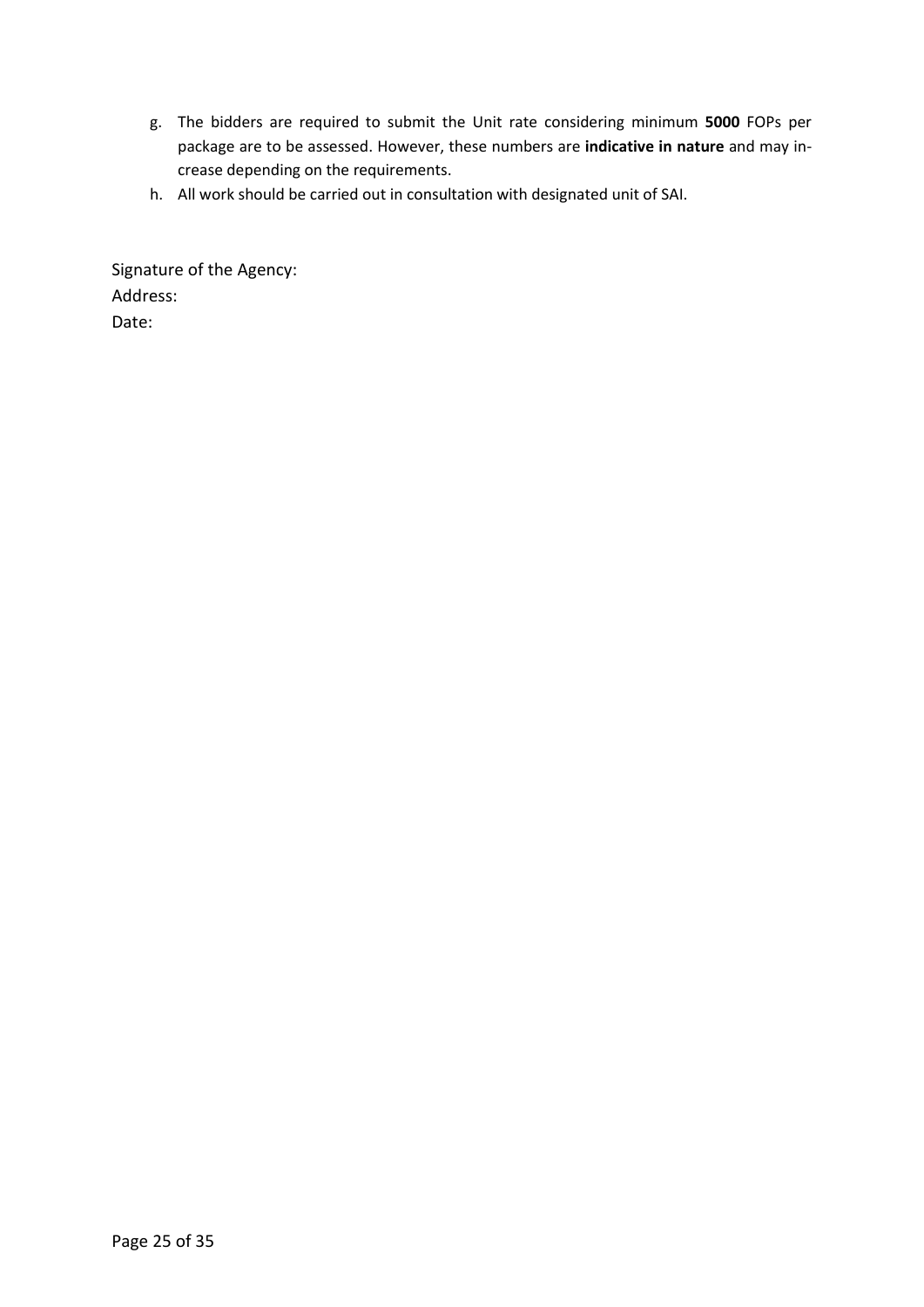g. The bidders are required to submit the Unit rate considering minimum **5000** FOPs per package are to be assessed. However, these numbers are **indicative in nature** and may increase depending on the requirements.
h. All work should be carried out in consultation with designated unit of SAI.

Signature of the Agency:
Address:
Date: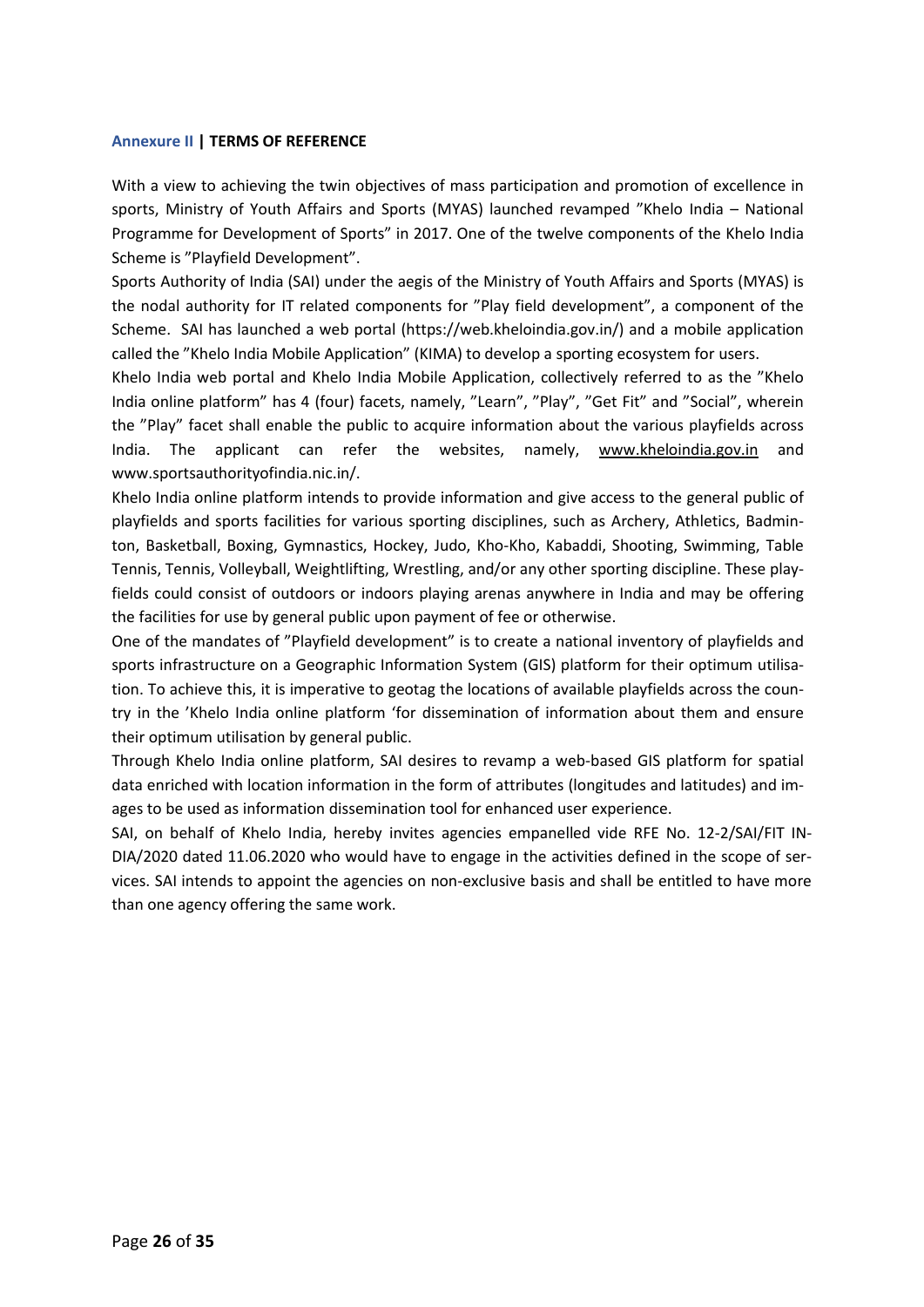## Annexure II | TERMS OF REFERENCE

With a view to achieving the twin objectives of mass participation and promotion of excellence in sports, Ministry of Youth Affairs and Sports (MYAS) launched revamped "Khelo India – National Programme for Development of Sports" in 2017. One of the twelve components of the Khelo India Scheme is "Playfield Development".

Sports Authority of India (SAI) under the aegis of the Ministry of Youth Affairs and Sports (MYAS) is the nodal authority for IT related components for "Play field development", a component of the Scheme. SAI has launched a web portal (https://web.kheloindia.gov.in/) and a mobile application called the "Khelo India Mobile Application" (KIMA) to develop a sporting ecosystem for users.

Khelo India web portal and Khelo India Mobile Application, collectively referred to as the "Khelo India online platform" has 4 (four) facets, namely, "Learn", "Play", "Get Fit" and "Social", wherein the "Play" facet shall enable the public to acquire information about the various playfields across India. The applicant can refer the websites, namely, www.kheloindia.gov.in and www.sportsauthorityofindia.nic.in/.

Khelo India online platform intends to provide information and give access to the general public of playfields and sports facilities for various sporting disciplines, such as Archery, Athletics, Badminton, Basketball, Boxing, Gymnastics, Hockey, Judo, Kho-Kho, Kabaddi, Shooting, Swimming, Table Tennis, Tennis, Volleyball, Weightlifting, Wrestling, and/or any other sporting discipline. These playfields could consist of outdoors or indoors playing arenas anywhere in India and may be offering the facilities for use by general public upon payment of fee or otherwise.

One of the mandates of "Playfield development" is to create a national inventory of playfields and sports infrastructure on a Geographic Information System (GIS) platform for their optimum utilisation. To achieve this, it is imperative to geotag the locations of available playfields across the country in the 'Khelo India online platform 'for dissemination of information about them and ensure their optimum utilisation by general public.

Through Khelo India online platform, SAI desires to revamp a web-based GIS platform for spatial data enriched with location information in the form of attributes (longitudes and latitudes) and images to be used as information dissemination tool for enhanced user experience.

SAI, on behalf of Khelo India, hereby invites agencies empanelled vide RFE No. 12-2/SAI/FIT INDIA/2020 dated 11.06.2020 who would have to engage in the activities defined in the scope of services. SAI intends to appoint the agencies on non-exclusive basis and shall be entitled to have more than one agency offering the same work.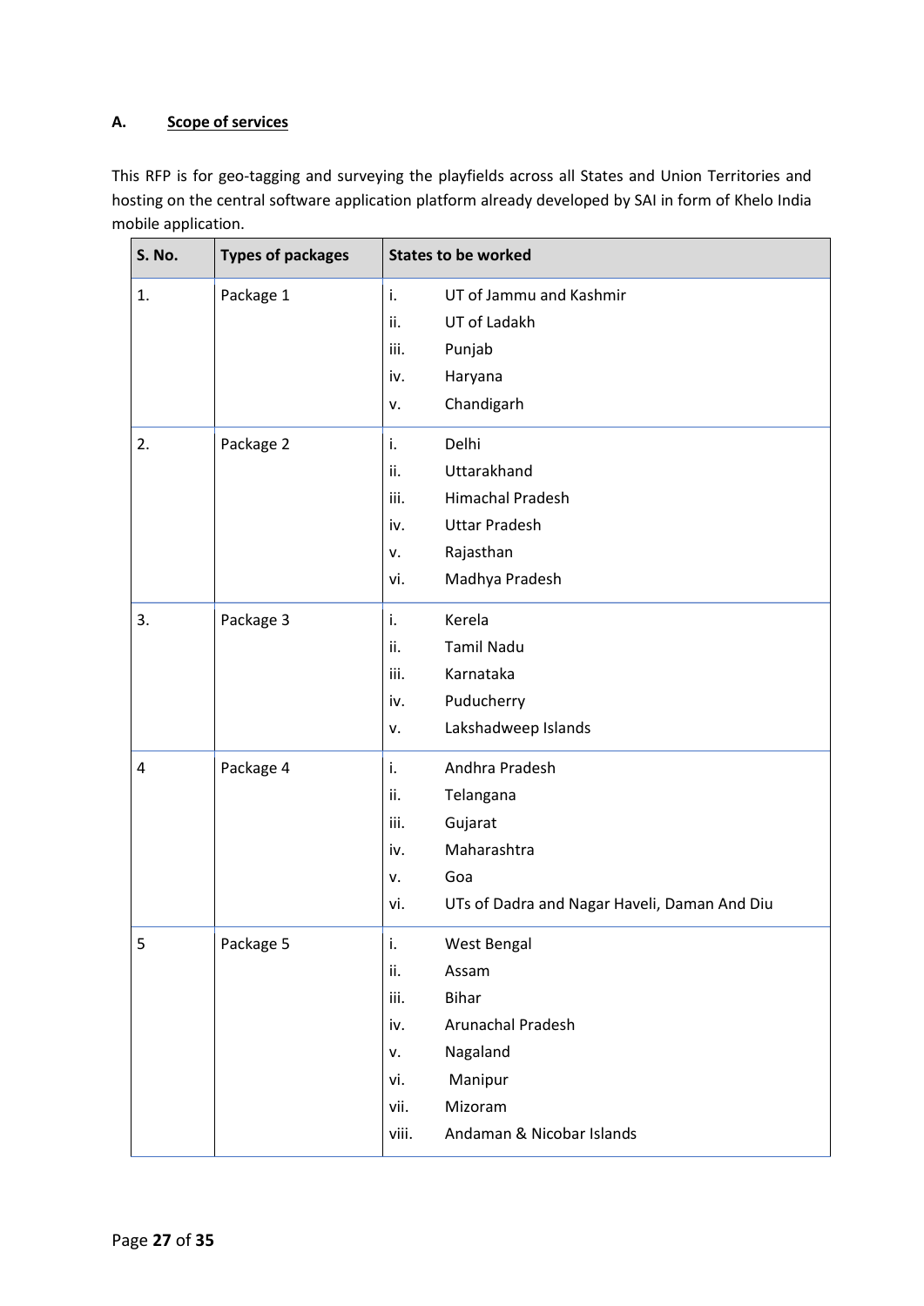## A. Scope of services

This RFP is for geo-tagging and surveying the playfields across all States and Union Territories and hosting on the central software application platform already developed by SAI in form of Khelo India mobile application.

| S. No. | Types of packages | States to be worked |
|---|---|---|
| 1. | Package 1 | i. UT of Jammu and Kashmir<br>ii. UT of Ladakh<br>iii. Punjab<br>iv. Haryana<br>v. Chandigarh |
| 2. | Package 2 | i. Delhi<br>ii. Uttarakhand<br>iii. Himachal Pradesh<br>iv. Uttar Pradesh<br>v. Rajasthan<br>vi. Madhya Pradesh |
| 3. | Package 3 | i. Kerela<br>ii. Tamil Nadu<br>iii. Karnataka<br>iv. Puducherry<br>v. Lakshadweep Islands |
| 4 | Package 4 | i. Andhra Pradesh<br>ii. Telangana<br>iii. Gujarat<br>iv. Maharashtra<br>v. Goa<br>vi. UTs of Dadra and Nagar Haveli, Daman And Diu |
| 5 | Package 5 | i. West Bengal<br>ii. Assam<br>iii. Bihar<br>iv. Arunachal Pradesh<br>v. Nagaland<br>vi. Manipur<br>vii. Mizoram<br>viii. Andaman & Nicobar Islands |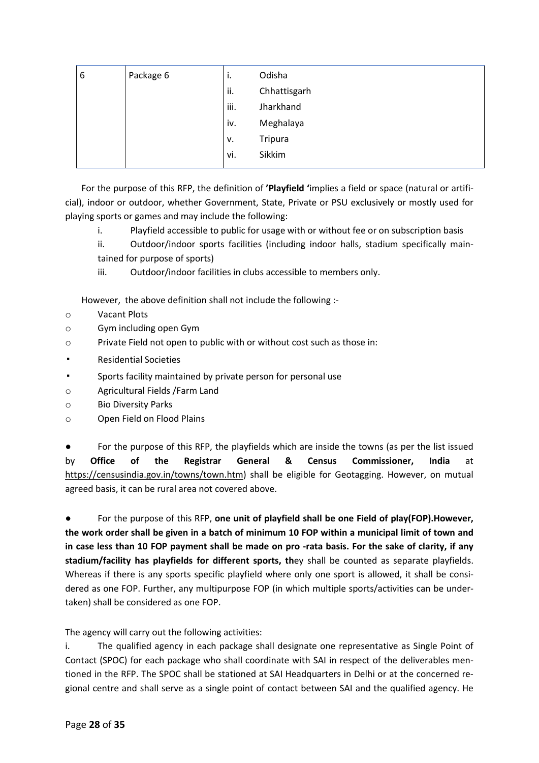| 6 | Package 6 | i. | Odisha |
|---|---|---|---|
| | | ii. | Chhattisgarh |
| | | iii. | Jharkhand |
| | | iv. | Meghalaya |
| | | v. | Tripura |
| | | vi. | Sikkim |

For the purpose of this RFP, the definition of **'Playfield '**implies a field or space (natural or artificial), indoor or outdoor, whether Government, State, Private or PSU exclusively or mostly used for playing sports or games and may include the following:

i. Playfield accessible to public for usage with or without fee or on subscription basis

ii. Outdoor/indoor sports facilities (including indoor halls, stadium specifically maintained for purpose of sports)

iii. Outdoor/indoor facilities in clubs accessible to members only.

However, the above definition shall not include the following :-

- Vacant Plots
- Gym including open Gym
- Private Field not open to public with or without cost such as those in:
  - Residential Societies
  - Sports facility maintained by private person for personal use
- Agricultural Fields /Farm Land
- Bio Diversity Parks
- Open Field on Flood Plains

- For the purpose of this RFP, the playfields which are inside the towns (as per the list issued by **Office of the Registrar General & Census Commissioner, India** at https://censusindia.gov.in/towns/town.htm) shall be eligible for Geotagging. However, on mutual agreed basis, it can be rural area not covered above.

- For the purpose of this RFP, **one unit of playfield shall be one Field of play(FOP).However, the work order shall be given in a batch of minimum 10 FOP within a municipal limit of town and in case less than 10 FOP payment shall be made on pro -rata basis. For the sake of clarity, if any stadium/facility has playfields for different sports, th**ey shall be counted as separate playfields. Whereas if there is any sports specific playfield where only one sport is allowed, it shall be considered as one FOP. Further, any multipurpose FOP (in which multiple sports/activities can be undertaken) shall be considered as one FOP.

The agency will carry out the following activities:

i. The qualified agency in each package shall designate one representative as Single Point of Contact (SPOC) for each package who shall coordinate with SAI in respect of the deliverables mentioned in the RFP. The SPOC shall be stationed at SAI Headquarters in Delhi or at the concerned regional centre and shall serve as a single point of contact between SAI and the qualified agency. He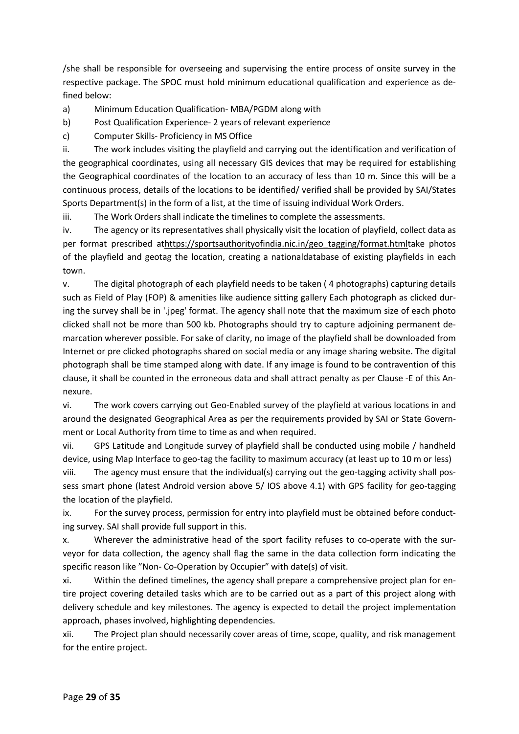/she shall be responsible for overseeing and supervising the entire process of onsite survey in the respective package. The SPOC must hold minimum educational qualification and experience as defined below:

a) Minimum Education Qualification- MBA/PGDM along with

b) Post Qualification Experience- 2 years of relevant experience

c) Computer Skills- Proficiency in MS Office

ii. The work includes visiting the playfield and carrying out the identification and verification of the geographical coordinates, using all necessary GIS devices that may be required for establishing the Geographical coordinates of the location to an accuracy of less than 10 m. Since this will be a continuous process, details of the locations to be identified/ verified shall be provided by SAI/States Sports Department(s) in the form of a list, at the time of issuing individual Work Orders.

iii. The Work Orders shall indicate the timelines to complete the assessments.

iv. The agency or its representatives shall physically visit the location of playfield, collect data as per format prescribed athttps://sportsauthorityofindia.nic.in/geo_tagging/format.htmltake photos of the playfield and geotag the location, creating a nationaldatabase of existing playfields in each town.

v. The digital photograph of each playfield needs to be taken ( 4 photographs) capturing details such as Field of Play (FOP) & amenities like audience sitting gallery Each photograph as clicked during the survey shall be in '.jpeg' format. The agency shall note that the maximum size of each photo clicked shall not be more than 500 kb. Photographs should try to capture adjoining permanent demarcation wherever possible. For sake of clarity, no image of the playfield shall be downloaded from Internet or pre clicked photographs shared on social media or any image sharing website. The digital photograph shall be time stamped along with date. If any image is found to be contravention of this clause, it shall be counted in the erroneous data and shall attract penalty as per Clause -E of this Annexure.

vi. The work covers carrying out Geo-Enabled survey of the playfield at various locations in and around the designated Geographical Area as per the requirements provided by SAI or State Government or Local Authority from time to time as and when required.

vii. GPS Latitude and Longitude survey of playfield shall be conducted using mobile / handheld device, using Map Interface to geo-tag the facility to maximum accuracy (at least up to 10 m or less)

viii. The agency must ensure that the individual(s) carrying out the geo-tagging activity shall possess smart phone (latest Android version above 5/ IOS above 4.1) with GPS facility for geo-tagging the location of the playfield.

ix. For the survey process, permission for entry into playfield must be obtained before conducting survey. SAI shall provide full support in this.

x. Wherever the administrative head of the sport facility refuses to co-operate with the surveyor for data collection, the agency shall flag the same in the data collection form indicating the specific reason like "Non- Co-Operation by Occupier" with date(s) of visit.

xi. Within the defined timelines, the agency shall prepare a comprehensive project plan for entire project covering detailed tasks which are to be carried out as a part of this project along with delivery schedule and key milestones. The agency is expected to detail the project implementation approach, phases involved, highlighting dependencies.

xii. The Project plan should necessarily cover areas of time, scope, quality, and risk management for the entire project.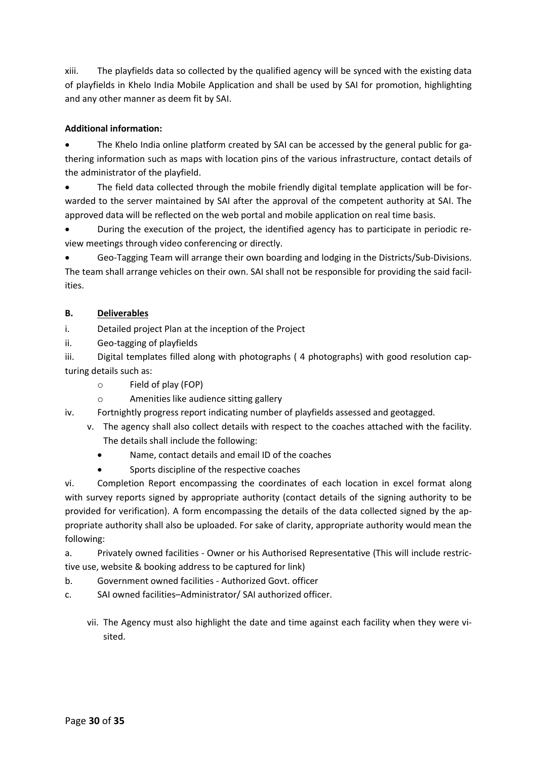xiii. The playfields data so collected by the qualified agency will be synced with the existing data of playfields in Khelo India Mobile Application and shall be used by SAI for promotion, highlighting and any other manner as deem fit by SAI.

**Additional information:**

- The Khelo India online platform created by SAI can be accessed by the general public for gathering information such as maps with location pins of the various infrastructure, contact details of the administrator of the playfield.
- The field data collected through the mobile friendly digital template application will be forwarded to the server maintained by SAI after the approval of the competent authority at SAI. The approved data will be reflected on the web portal and mobile application on real time basis.
- During the execution of the project, the identified agency has to participate in periodic review meetings through video conferencing or directly.
- Geo-Tagging Team will arrange their own boarding and lodging in the Districts/Sub-Divisions. The team shall arrange vehicles on their own. SAI shall not be responsible for providing the said facilities.

**B. <u>Deliverables</u>**

i. Detailed project Plan at the inception of the Project

ii. Geo-tagging of playfields

iii. Digital templates filled along with photographs ( 4 photographs) with good resolution capturing details such as:

   - Field of play (FOP)
   - Amenities like audience sitting gallery

iv. Fortnightly progress report indicating number of playfields assessed and geotagged.

v. The agency shall also collect details with respect to the coaches attached with the facility. The details shall include the following:

   - Name, contact details and email ID of the coaches
   - Sports discipline of the respective coaches

vi. Completion Report encompassing the coordinates of each location in excel format along with survey reports signed by appropriate authority (contact details of the signing authority to be provided for verification). A form encompassing the details of the data collected signed by the appropriate authority shall also be uploaded. For sake of clarity, appropriate authority would mean the following:

a. Privately owned facilities - Owner or his Authorised Representative (This will include restrictive use, website & booking address to be captured for link)

b. Government owned facilities - Authorized Govt. officer

c. SAI owned facilities–Administrator/ SAI authorized officer.

vii. The Agency must also highlight the date and time against each facility when they were visited.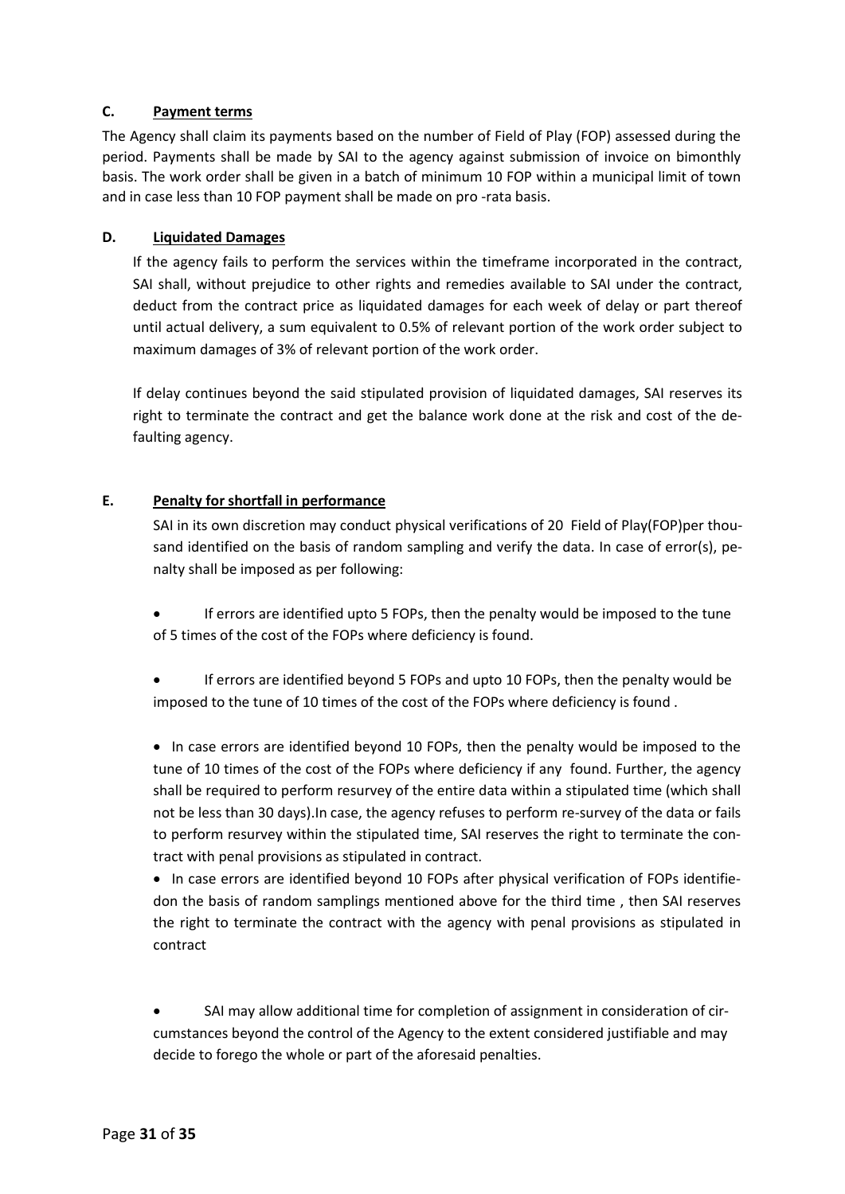### C. Payment terms

The Agency shall claim its payments based on the number of Field of Play (FOP) assessed during the period. Payments shall be made by SAI to the agency against submission of invoice on bimonthly basis. The work order shall be given in a batch of minimum 10 FOP within a municipal limit of town and in case less than 10 FOP payment shall be made on pro -rata basis.

### D. Liquidated Damages

If the agency fails to perform the services within the timeframe incorporated in the contract, SAI shall, without prejudice to other rights and remedies available to SAI under the contract, deduct from the contract price as liquidated damages for each week of delay or part thereof until actual delivery, a sum equivalent to 0.5% of relevant portion of the work order subject to maximum damages of 3% of relevant portion of the work order.

If delay continues beyond the said stipulated provision of liquidated damages, SAI reserves its right to terminate the contract and get the balance work done at the risk and cost of the defaulting agency.

### E. Penalty for shortfall in performance

SAI in its own discretion may conduct physical verifications of 20 Field of Play(FOP)per thousand identified on the basis of random sampling and verify the data. In case of error(s), penalty shall be imposed as per following:

- If errors are identified upto 5 FOPs, then the penalty would be imposed to the tune of 5 times of the cost of the FOPs where deficiency is found.

- If errors are identified beyond 5 FOPs and upto 10 FOPs, then the penalty would be imposed to the tune of 10 times of the cost of the FOPs where deficiency is found .

- In case errors are identified beyond 10 FOPs, then the penalty would be imposed to the tune of 10 times of the cost of the FOPs where deficiency if any found. Further, the agency shall be required to perform resurvey of the entire data within a stipulated time (which shall not be less than 30 days).In case, the agency refuses to perform re-survey of the data or fails to perform resurvey within the stipulated time, SAI reserves the right to terminate the contract with penal provisions as stipulated in contract.
- In case errors are identified beyond 10 FOPs after physical verification of FOPs identifiedon the basis of random samplings mentioned above for the third time , then SAI reserves the right to terminate the contract with the agency with penal provisions as stipulated in contract

- SAI may allow additional time for completion of assignment in consideration of circumstances beyond the control of the Agency to the extent considered justifiable and may decide to forego the whole or part of the aforesaid penalties.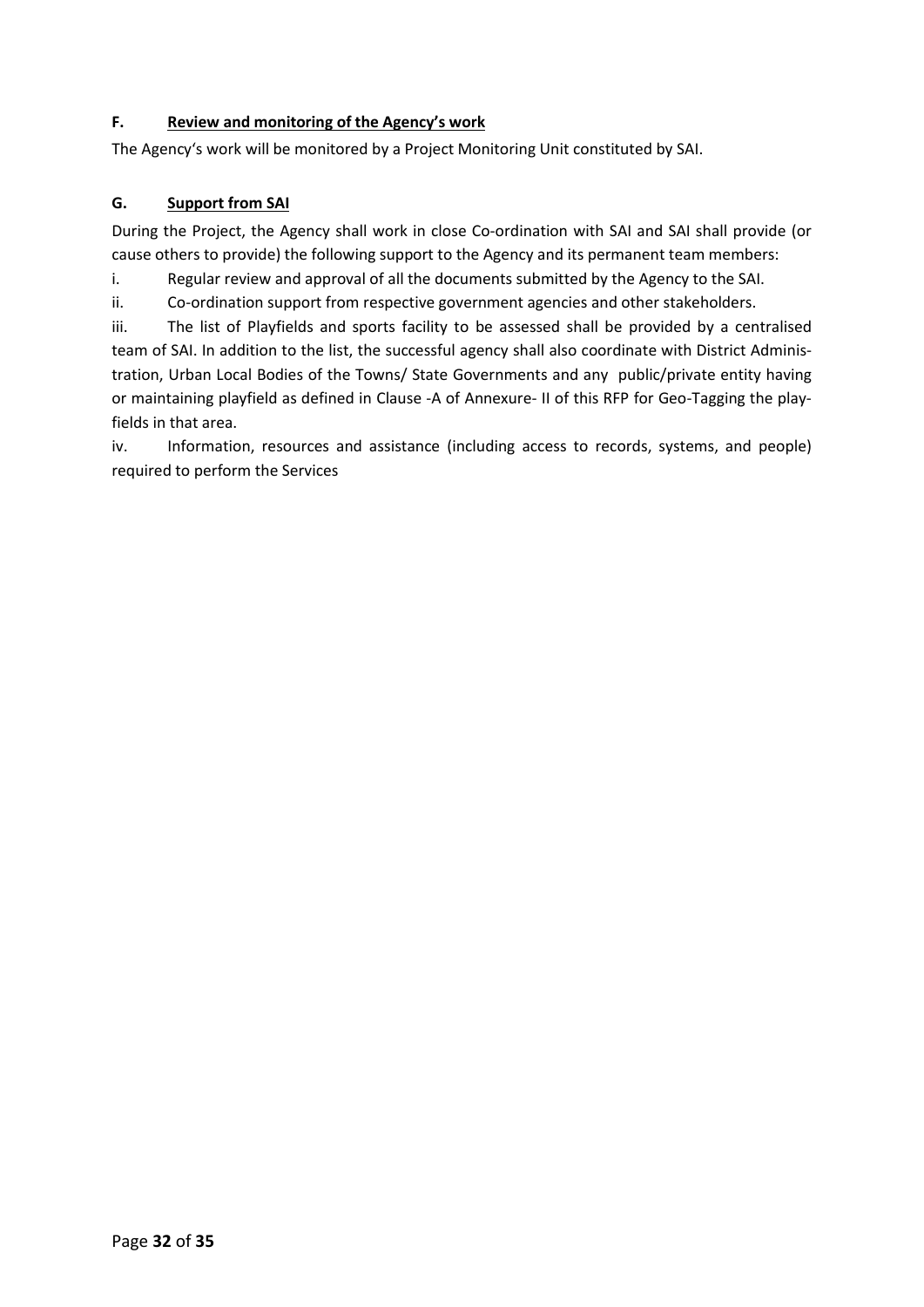### F. <u>Review and monitoring of the Agency's work</u>

The Agency's work will be monitored by a Project Monitoring Unit constituted by SAI.

### G. <u>Support from SAI</u>

During the Project, the Agency shall work in close Co-ordination with SAI and SAI shall provide (or cause others to provide) the following support to the Agency and its permanent team members:

i. Regular review and approval of all the documents submitted by the Agency to the SAI.

ii. Co-ordination support from respective government agencies and other stakeholders.

iii. The list of Playfields and sports facility to be assessed shall be provided by a centralised team of SAI. In addition to the list, the successful agency shall also coordinate with District Administration, Urban Local Bodies of the Towns/ State Governments and any public/private entity having or maintaining playfield as defined in Clause -A of Annexure- II of this RFP for Geo-Tagging the playfields in that area.

iv. Information, resources and assistance (including access to records, systems, and people) required to perform the Services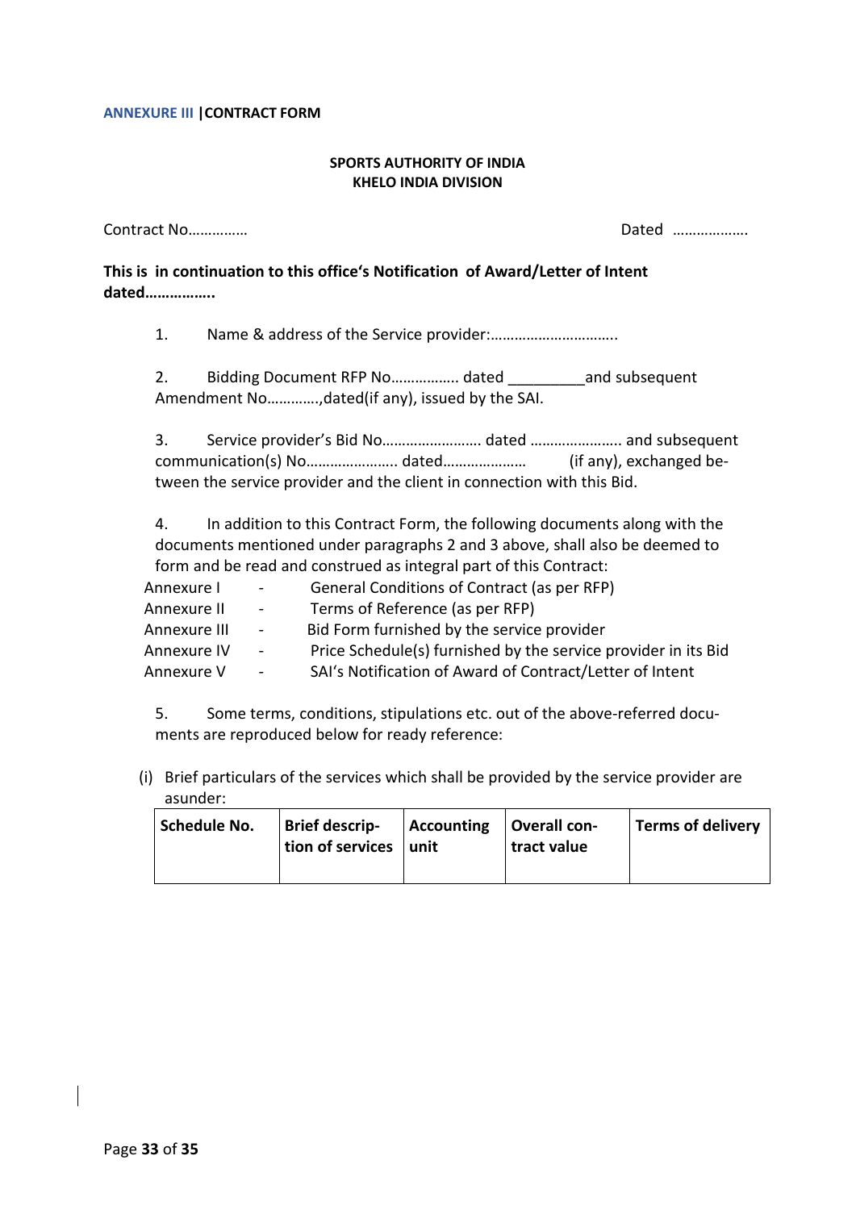**ANNEXURE III | CONTRACT FORM**

**SPORTS AUTHORITY OF INDIA**
**KHELO INDIA DIVISION**

Contract No…………… Dated ……………….

**This is in continuation to this office's Notification of Award/Letter of Intent dated……………..**

1. Name & address of the Service provider:…………………………..

2. Bidding Document RFP No…………….. dated _________and subsequent Amendment No………….,dated(if any), issued by the SAI.

3. Service provider's Bid No…………………….. dated ………………….. and subsequent communication(s) No………………….. dated………………… (if any), exchanged between the service provider and the client in connection with this Bid.

4. In addition to this Contract Form, the following documents along with the documents mentioned under paragraphs 2 and 3 above, shall also be deemed to form and be read and construed as integral part of this Contract:

| | | |
|---|---|---|
| Annexure I | - | General Conditions of Contract (as per RFP) |
| Annexure II | - | Terms of Reference (as per RFP) |
| Annexure III | - | Bid Form furnished by the service provider |
| Annexure IV | - | Price Schedule(s) furnished by the service provider in its Bid |
| Annexure V | - | SAI's Notification of Award of Contract/Letter of Intent |

5. Some terms, conditions, stipulations etc. out of the above-referred documents are reproduced below for ready reference:

(i) Brief particulars of the services which shall be provided by the service provider are as under:

| Schedule No. | Brief description of services | Accounting unit | Overall contract value | Terms of delivery |
|---|---|---|---|---|
| | | | | |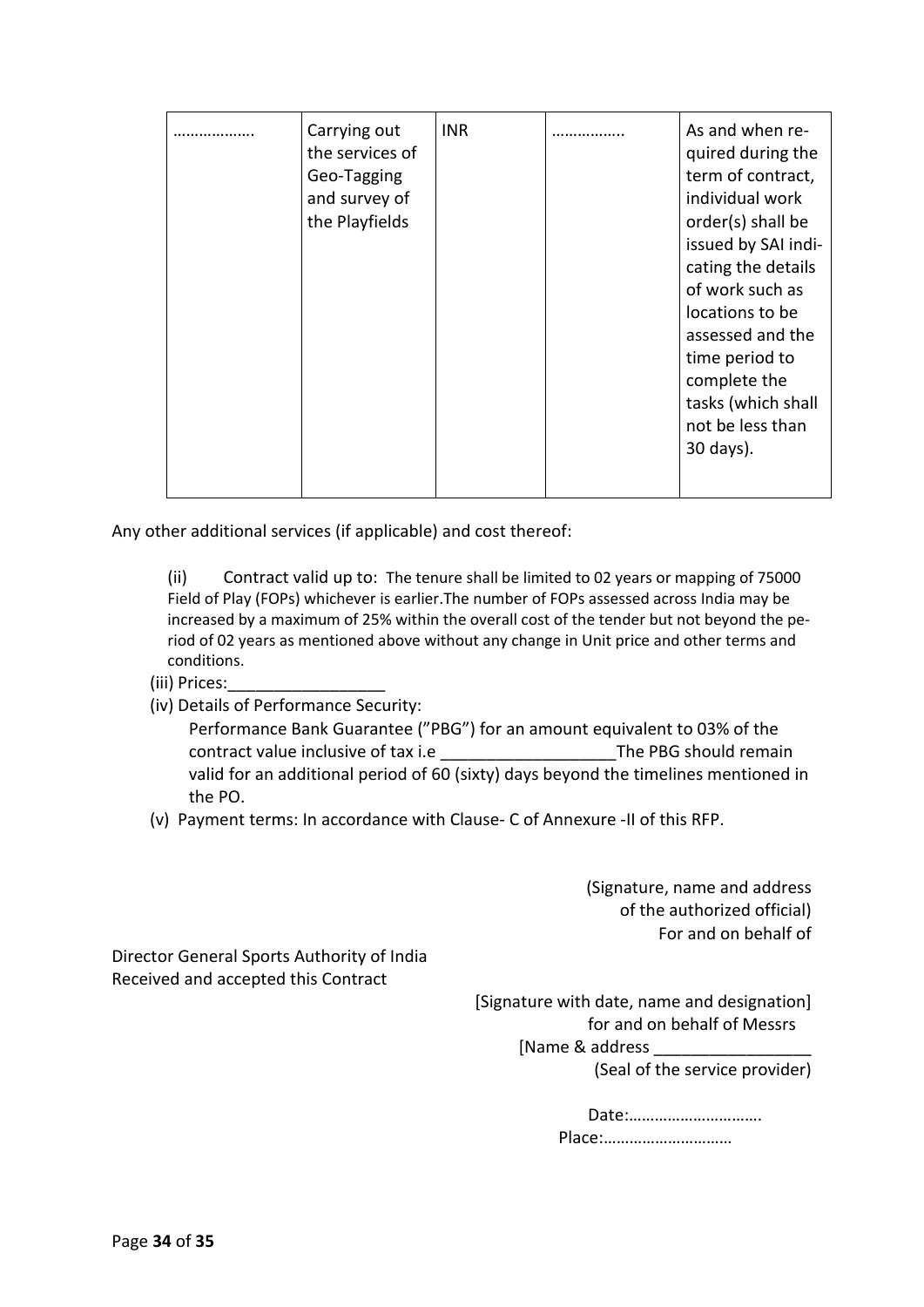| | | | | |
|---|---|---|---|---|
| ……………… | Carrying out the services of Geo-Tagging and survey of the Playfields | INR | …………….. | As and when required during the term of contract, individual work order(s) shall be issued by SAI indicating the details of work such as locations to be assessed and the time period to complete the tasks (which shall not be less than 30 days). |

Any other additional services (if applicable) and cost thereof:

(ii) Contract valid up to: The tenure shall be limited to 02 years or mapping of 75000 Field of Play (FOPs) whichever is earlier.The number of FOPs assessed across India may be increased by a maximum of 25% within the overall cost of the tender but not beyond the period of 02 years as mentioned above without any change in Unit price and other terms and conditions.

(iii) Prices:_________________

(iv) Details of Performance Security:

Performance Bank Guarantee (”PBG”) for an amount equivalent to 03% of the contract value inclusive of tax i.e ___________________The PBG should remain valid for an additional period of 60 (sixty) days beyond the timelines mentioned in the PO.

(v) Payment terms: In accordance with Clause- C of Annexure -II of this RFP.

(Signature, name and address of the authorized official)
For and on behalf of

Director General Sports Authority of India
Received and accepted this Contract

[Signature with date, name and designation]
for and on behalf of Messrs
[Name & address _________________
(Seal of the service provider)

Date:………………………….
Place:…………………………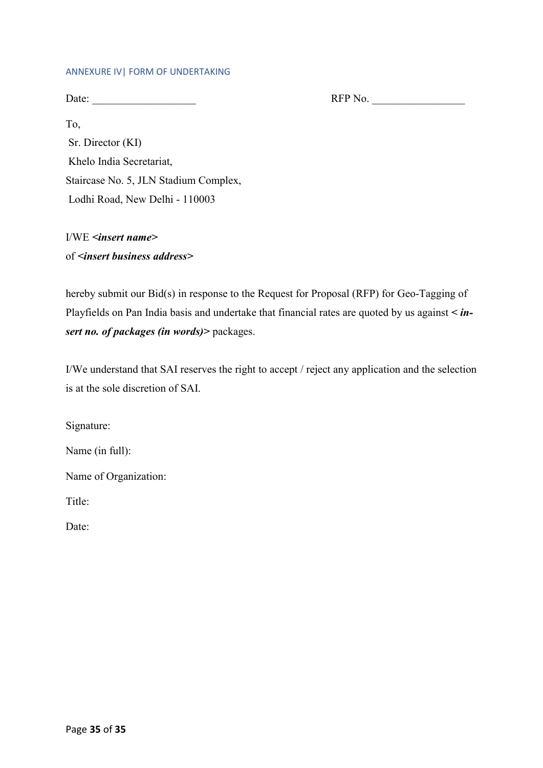## ANNEXURE IV| FORM OF UNDERTAKING

Date: ___________________ RFP No. _________________

To,

Sr. Director (KI)
Khelo India Secretariat,
Staircase No. 5, JLN Stadium Complex,
Lodhi Road, New Delhi - 110003

I/WE ***<insert name>***
of ***<insert business address>***

hereby submit our Bid(s) in response to the Request for Proposal (RFP) for Geo-Tagging of Playfields on Pan India basis and undertake that financial rates are quoted by us against **< *insert no. of packages (in words)*>** packages.

I/We understand that SAI reserves the right to accept / reject any application and the selection is at the sole discretion of SAI.

Signature:

Name (in full):

Name of Organization:

Title:

Date: